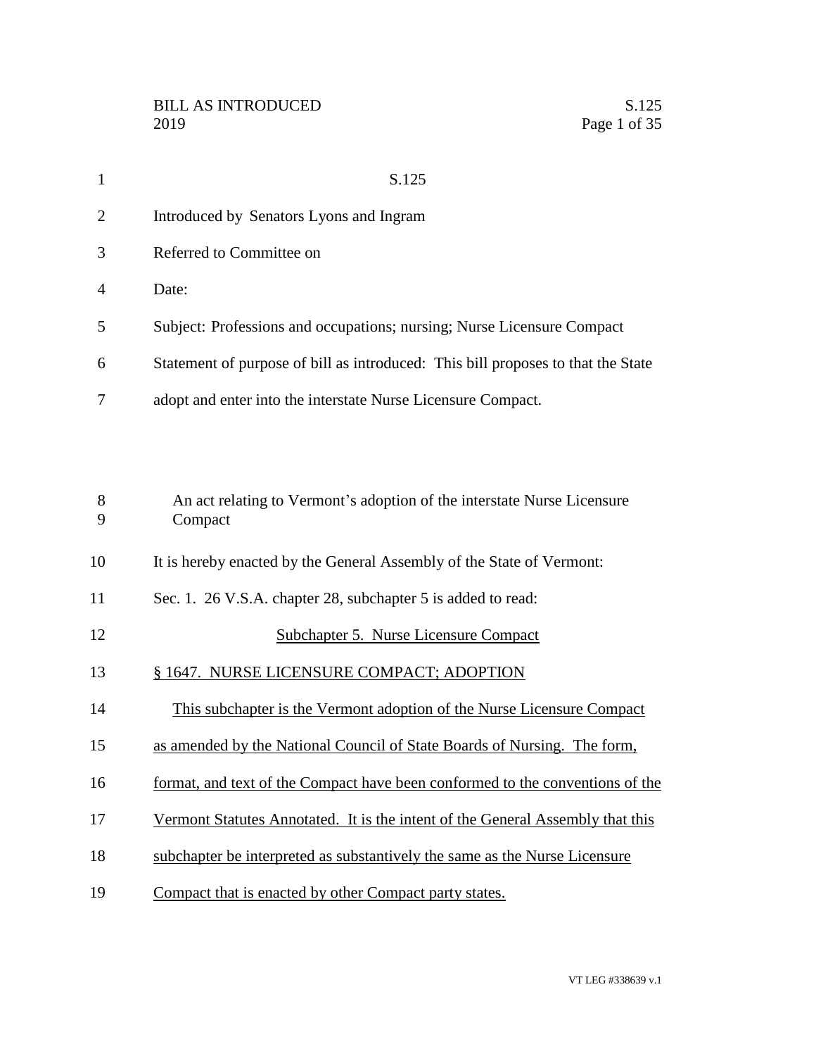S.125

Introduced by Senators Lyons and Ingram

Referred to Committee on

Date:

Subject: Professions and occupations; nursing; Nurse Licensure Compact

Statement of purpose of bill as introduced: This bill proposes to that the State adopt and enter into the interstate Nurse Licensure Compact.

An act relating to Vermont's adoption of the interstate Nurse Licensure Compact

It is hereby enacted by the General Assembly of the State of Vermont:

Sec. 1. 26 V.S.A. chapter 28, subchapter 5 is added to read:

Subchapter 5. Nurse Licensure Compact

§ 1647. NURSE LICENSURE COMPACT; ADOPTION

This subchapter is the Vermont adoption of the Nurse Licensure Compact as amended by the National Council of State Boards of Nursing. The form, format, and text of the Compact have been conformed to the conventions of the Vermont Statutes Annotated. It is the intent of the General Assembly that this subchapter be interpreted as substantively the same as the Nurse Licensure Compact that is enacted by other Compact party states.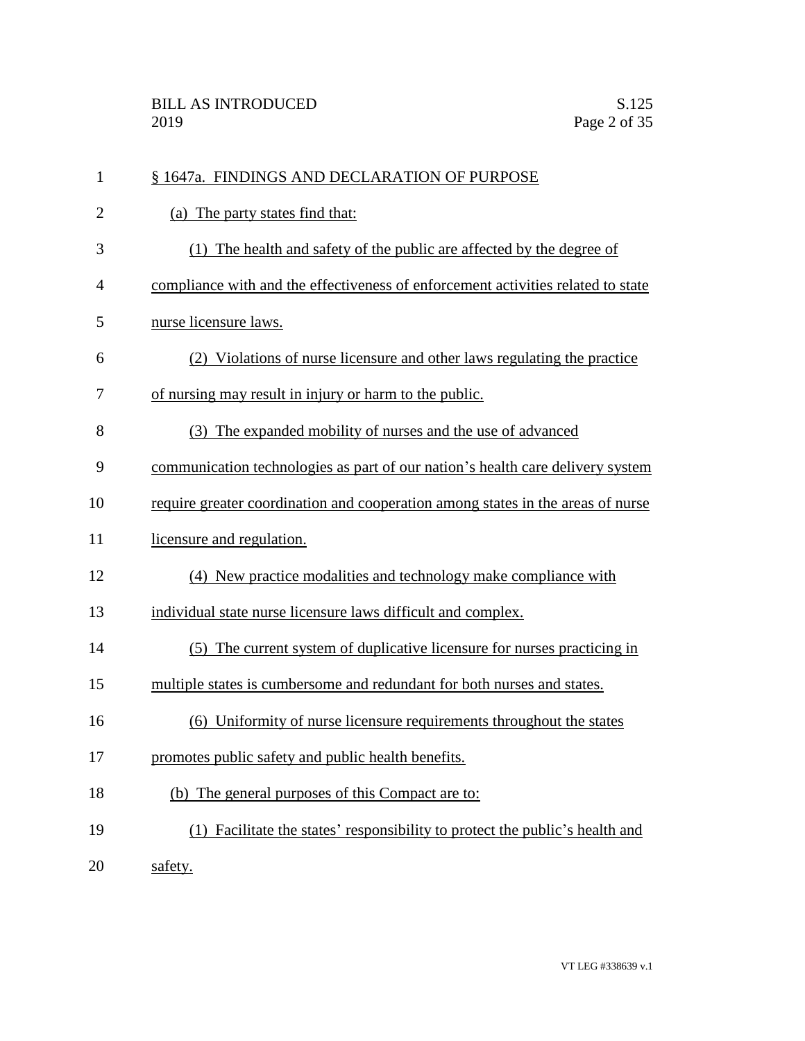§ 1647a. FINDINGS AND DECLARATION OF PURPOSE

(a) The party states find that:

(1) The health and safety of the public are affected by the degree of compliance with and the effectiveness of enforcement activities related to state nurse licensure laws.

(2) Violations of nurse licensure and other laws regulating the practice of nursing may result in injury or harm to the public.

(3) The expanded mobility of nurses and the use of advanced communication technologies as part of our nation's health care delivery system require greater coordination and cooperation among states in the areas of nurse licensure and regulation.

(4) New practice modalities and technology make compliance with individual state nurse licensure laws difficult and complex.

(5) The current system of duplicative licensure for nurses practicing in multiple states is cumbersome and redundant for both nurses and states.

(6) Uniformity of nurse licensure requirements throughout the states promotes public safety and public health benefits.

(b) The general purposes of this Compact are to:

(1) Facilitate the states' responsibility to protect the public's health and safety.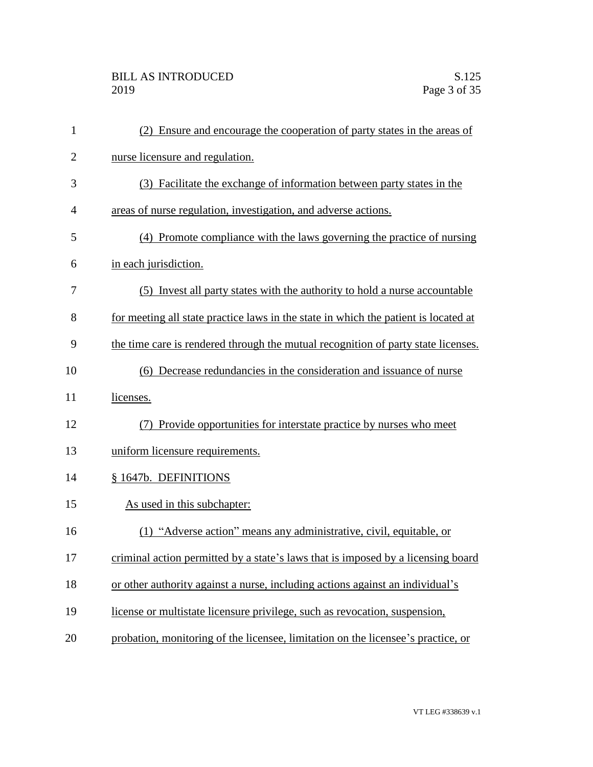(2) Ensure and encourage the cooperation of party states in the areas of nurse licensure and regulation.

(3) Facilitate the exchange of information between party states in the areas of nurse regulation, investigation, and adverse actions.

(4) Promote compliance with the laws governing the practice of nursing in each jurisdiction.

(5) Invest all party states with the authority to hold a nurse accountable for meeting all state practice laws in the state in which the patient is located at the time care is rendered through the mutual recognition of party state licenses.

(6) Decrease redundancies in the consideration and issuance of nurse licenses.

(7) Provide opportunities for interstate practice by nurses who meet uniform licensure requirements.

§ 1647b. DEFINITIONS

As used in this subchapter:

(1) "Adverse action" means any administrative, civil, equitable, or criminal action permitted by a state's laws that is imposed by a licensing board or other authority against a nurse, including actions against an individual's license or multistate licensure privilege, such as revocation, suspension, probation, monitoring of the licensee, limitation on the licensee's practice, or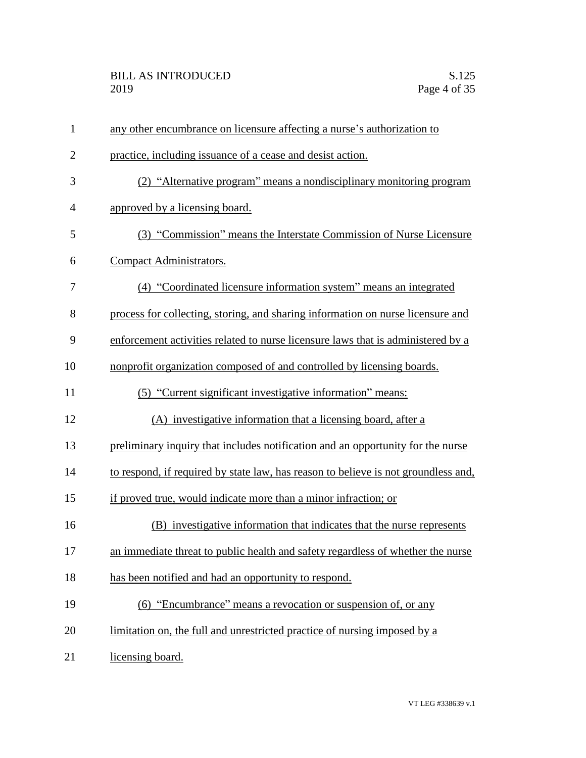any other encumbrance on licensure affecting a nurse's authorization to practice, including issuance of a cease and desist action.

(2) "Alternative program" means a nondisciplinary monitoring program approved by a licensing board.

(3) "Commission" means the Interstate Commission of Nurse Licensure Compact Administrators.

(4) "Coordinated licensure information system" means an integrated process for collecting, storing, and sharing information on nurse licensure and enforcement activities related to nurse licensure laws that is administered by a nonprofit organization composed of and controlled by licensing boards.

(5) "Current significant investigative information" means:

(A) investigative information that a licensing board, after a preliminary inquiry that includes notification and an opportunity for the nurse to respond, if required by state law, has reason to believe is not groundless and, if proved true, would indicate more than a minor infraction; or

(B) investigative information that indicates that the nurse represents an immediate threat to public health and safety regardless of whether the nurse has been notified and had an opportunity to respond.

(6) "Encumbrance" means a revocation or suspension of, or any limitation on, the full and unrestricted practice of nursing imposed by a licensing board.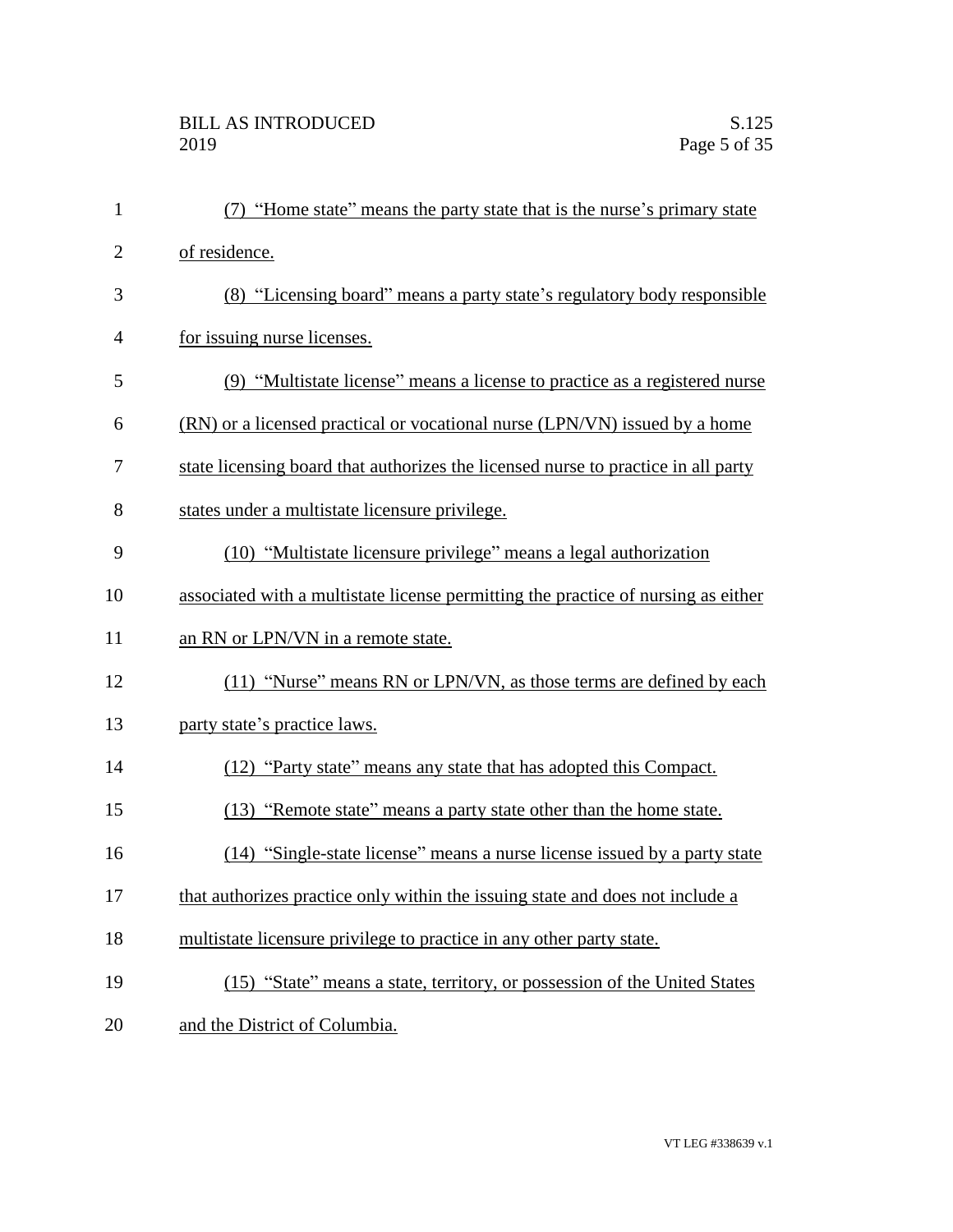(7) "Home state" means the party state that is the nurse's primary state of residence.

(8) "Licensing board" means a party state's regulatory body responsible for issuing nurse licenses.

(9) "Multistate license" means a license to practice as a registered nurse (RN) or a licensed practical or vocational nurse (LPN/VN) issued by a home state licensing board that authorizes the licensed nurse to practice in all party states under a multistate licensure privilege.

(10) "Multistate licensure privilege" means a legal authorization associated with a multistate license permitting the practice of nursing as either an RN or LPN/VN in a remote state.

(11) "Nurse" means RN or LPN/VN, as those terms are defined by each party state's practice laws.

(12) "Party state" means any state that has adopted this Compact.

(13) "Remote state" means a party state other than the home state.

(14) "Single-state license" means a nurse license issued by a party state that authorizes practice only within the issuing state and does not include a multistate licensure privilege to practice in any other party state.

(15) "State" means a state, territory, or possession of the United States and the District of Columbia.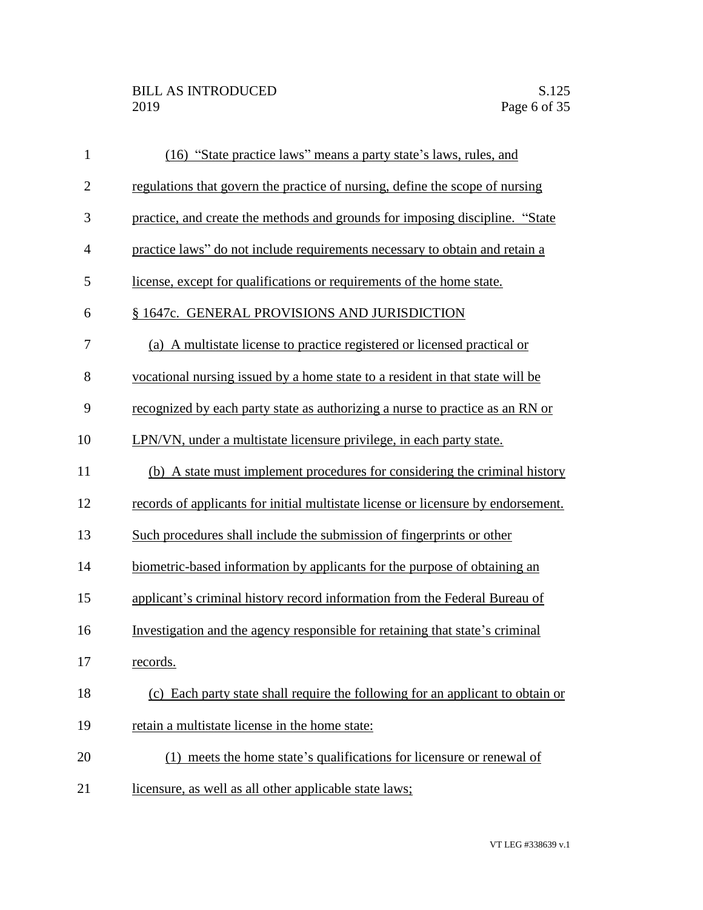(16) "State practice laws" means a party state's laws, rules, and regulations that govern the practice of nursing, define the scope of nursing practice, and create the methods and grounds for imposing discipline. "State practice laws" do not include requirements necessary to obtain and retain a license, except for qualifications or requirements of the home state.

§ 1647c. GENERAL PROVISIONS AND JURISDICTION

(a) A multistate license to practice registered or licensed practical or vocational nursing issued by a home state to a resident in that state will be recognized by each party state as authorizing a nurse to practice as an RN or LPN/VN, under a multistate licensure privilege, in each party state.

(b) A state must implement procedures for considering the criminal history records of applicants for initial multistate license or licensure by endorsement. Such procedures shall include the submission of fingerprints or other biometric-based information by applicants for the purpose of obtaining an applicant's criminal history record information from the Federal Bureau of Investigation and the agency responsible for retaining that state's criminal records.

(c) Each party state shall require the following for an applicant to obtain or retain a multistate license in the home state:

(1) meets the home state's qualifications for licensure or renewal of licensure, as well as all other applicable state laws;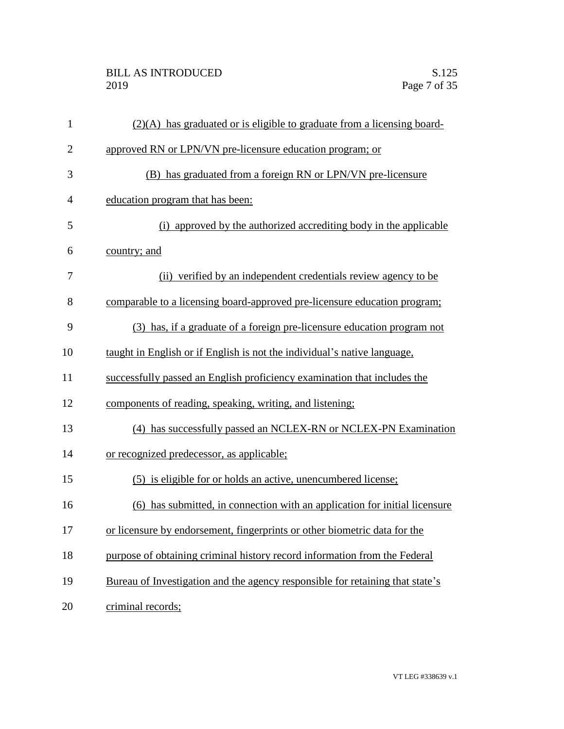(2)(A) has graduated or is eligible to graduate from a licensing board-approved RN or LPN/VN pre-licensure education program; or

(B) has graduated from a foreign RN or LPN/VN pre-licensure education program that has been:

(i) approved by the authorized accrediting body in the applicable country; and

(ii) verified by an independent credentials review agency to be comparable to a licensing board-approved pre-licensure education program;

(3) has, if a graduate of a foreign pre-licensure education program not taught in English or if English is not the individual's native language, successfully passed an English proficiency examination that includes the components of reading, speaking, writing, and listening;

(4) has successfully passed an NCLEX-RN or NCLEX-PN Examination or recognized predecessor, as applicable;

(5) is eligible for or holds an active, unencumbered license;

(6) has submitted, in connection with an application for initial licensure or licensure by endorsement, fingerprints or other biometric data for the purpose of obtaining criminal history record information from the Federal Bureau of Investigation and the agency responsible for retaining that state's criminal records;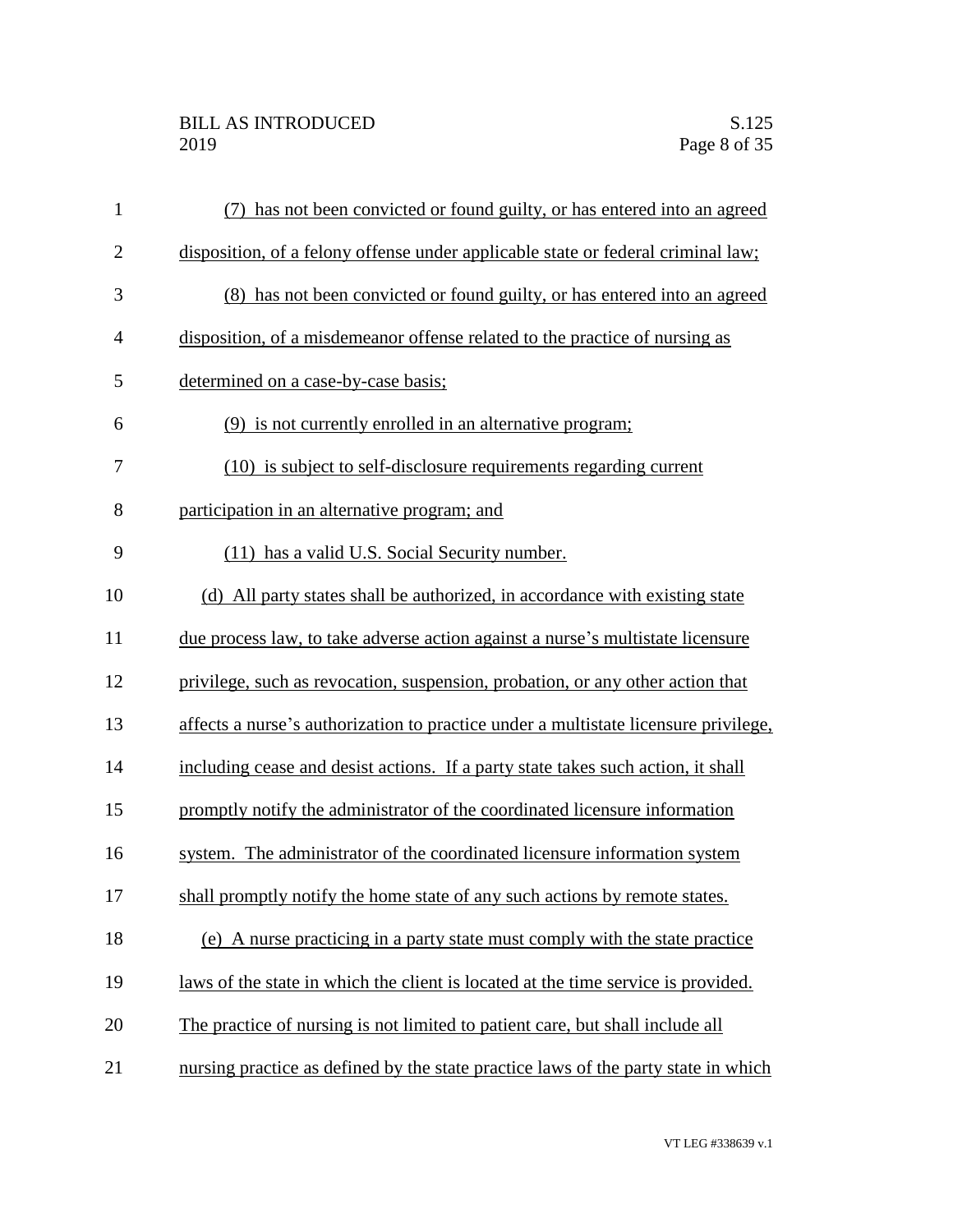(7) has not been convicted or found guilty, or has entered into an agreed disposition, of a felony offense under applicable state or federal criminal law;

(8) has not been convicted or found guilty, or has entered into an agreed disposition, of a misdemeanor offense related to the practice of nursing as determined on a case-by-case basis;

(9) is not currently enrolled in an alternative program;

(10) is subject to self-disclosure requirements regarding current participation in an alternative program; and

(11) has a valid U.S. Social Security number.

(d) All party states shall be authorized, in accordance with existing state due process law, to take adverse action against a nurse's multistate licensure privilege, such as revocation, suspension, probation, or any other action that affects a nurse's authorization to practice under a multistate licensure privilege, including cease and desist actions. If a party state takes such action, it shall promptly notify the administrator of the coordinated licensure information system. The administrator of the coordinated licensure information system shall promptly notify the home state of any such actions by remote states.

(e) A nurse practicing in a party state must comply with the state practice laws of the state in which the client is located at the time service is provided. The practice of nursing is not limited to patient care, but shall include all nursing practice as defined by the state practice laws of the party state in which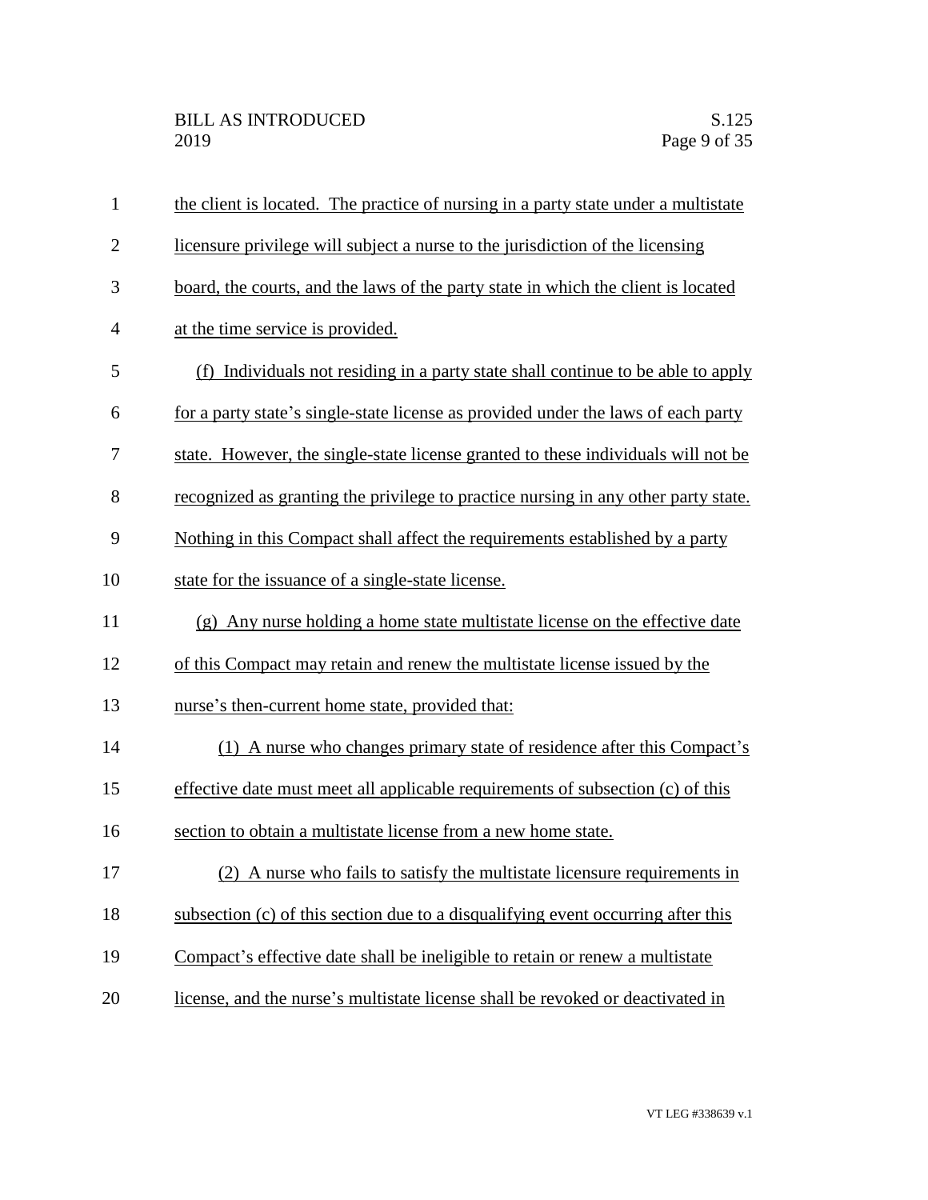the client is located. The practice of nursing in a party state under a multistate licensure privilege will subject a nurse to the jurisdiction of the licensing board, the courts, and the laws of the party state in which the client is located at the time service is provided.

(f) Individuals not residing in a party state shall continue to be able to apply for a party state's single-state license as provided under the laws of each party state. However, the single-state license granted to these individuals will not be recognized as granting the privilege to practice nursing in any other party state. Nothing in this Compact shall affect the requirements established by a party state for the issuance of a single-state license.

(g) Any nurse holding a home state multistate license on the effective date of this Compact may retain and renew the multistate license issued by the nurse's then-current home state, provided that:

(1) A nurse who changes primary state of residence after this Compact's effective date must meet all applicable requirements of subsection (c) of this section to obtain a multistate license from a new home state.

(2) A nurse who fails to satisfy the multistate licensure requirements in subsection (c) of this section due to a disqualifying event occurring after this Compact's effective date shall be ineligible to retain or renew a multistate license, and the nurse's multistate license shall be revoked or deactivated in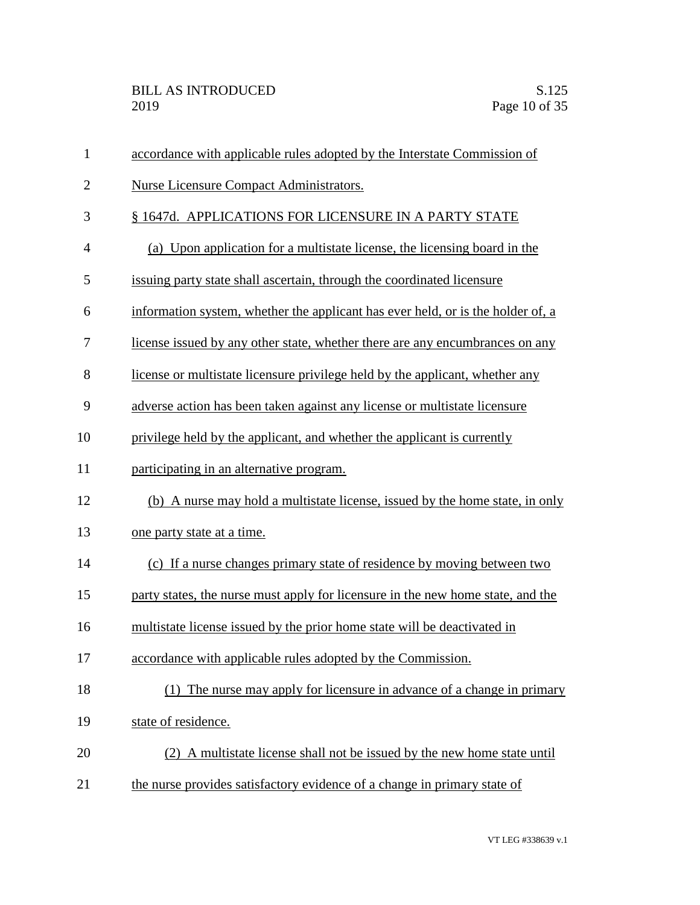accordance with applicable rules adopted by the Interstate Commission of Nurse Licensure Compact Administrators.

§ 1647d. APPLICATIONS FOR LICENSURE IN A PARTY STATE

(a) Upon application for a multistate license, the licensing board in the issuing party state shall ascertain, through the coordinated licensure information system, whether the applicant has ever held, or is the holder of, a license issued by any other state, whether there are any encumbrances on any license or multistate licensure privilege held by the applicant, whether any adverse action has been taken against any license or multistate licensure privilege held by the applicant, and whether the applicant is currently participating in an alternative program.

(b) A nurse may hold a multistate license, issued by the home state, in only one party state at a time.

(c) If a nurse changes primary state of residence by moving between two party states, the nurse must apply for licensure in the new home state, and the multistate license issued by the prior home state will be deactivated in accordance with applicable rules adopted by the Commission.

(1) The nurse may apply for licensure in advance of a change in primary state of residence.

(2) A multistate license shall not be issued by the new home state until the nurse provides satisfactory evidence of a change in primary state of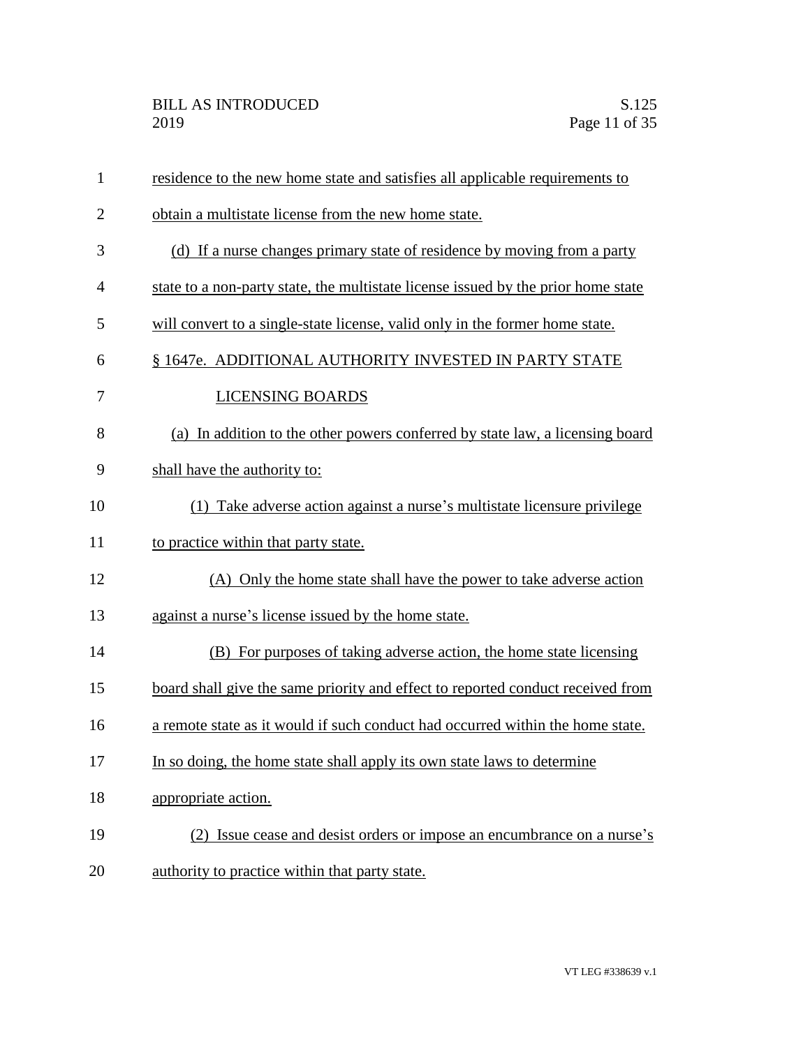residence to the new home state and satisfies all applicable requirements to obtain a multistate license from the new home state.

(d) If a nurse changes primary state of residence by moving from a party state to a non-party state, the multistate license issued by the prior home state will convert to a single-state license, valid only in the former home state.

## § 1647e. ADDITIONAL AUTHORITY INVESTED IN PARTY STATE LICENSING BOARDS

(a) In addition to the other powers conferred by state law, a licensing board shall have the authority to:

(1) Take adverse action against a nurse's multistate licensure privilege to practice within that party state.

(A) Only the home state shall have the power to take adverse action against a nurse's license issued by the home state.

(B) For purposes of taking adverse action, the home state licensing board shall give the same priority and effect to reported conduct received from a remote state as it would if such conduct had occurred within the home state. In so doing, the home state shall apply its own state laws to determine appropriate action.

(2) Issue cease and desist orders or impose an encumbrance on a nurse's authority to practice within that party state.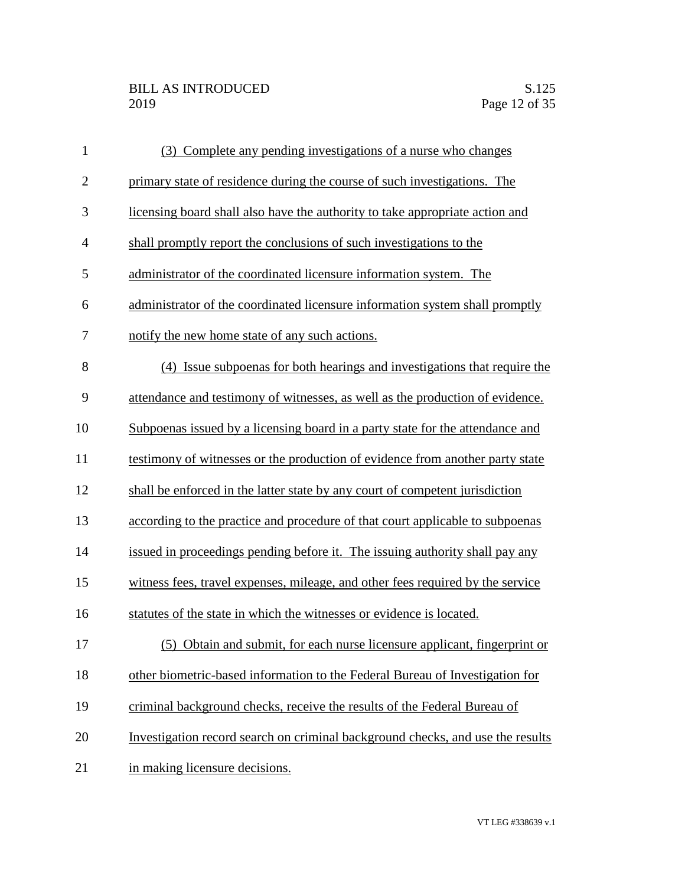(3) Complete any pending investigations of a nurse who changes primary state of residence during the course of such investigations. The licensing board shall also have the authority to take appropriate action and shall promptly report the conclusions of such investigations to the administrator of the coordinated licensure information system. The administrator of the coordinated licensure information system shall promptly notify the new home state of any such actions.

(4) Issue subpoenas for both hearings and investigations that require the attendance and testimony of witnesses, as well as the production of evidence. Subpoenas issued by a licensing board in a party state for the attendance and testimony of witnesses or the production of evidence from another party state shall be enforced in the latter state by any court of competent jurisdiction according to the practice and procedure of that court applicable to subpoenas issued in proceedings pending before it. The issuing authority shall pay any witness fees, travel expenses, mileage, and other fees required by the service statutes of the state in which the witnesses or evidence is located.

(5) Obtain and submit, for each nurse licensure applicant, fingerprint or other biometric-based information to the Federal Bureau of Investigation for criminal background checks, receive the results of the Federal Bureau of Investigation record search on criminal background checks, and use the results in making licensure decisions.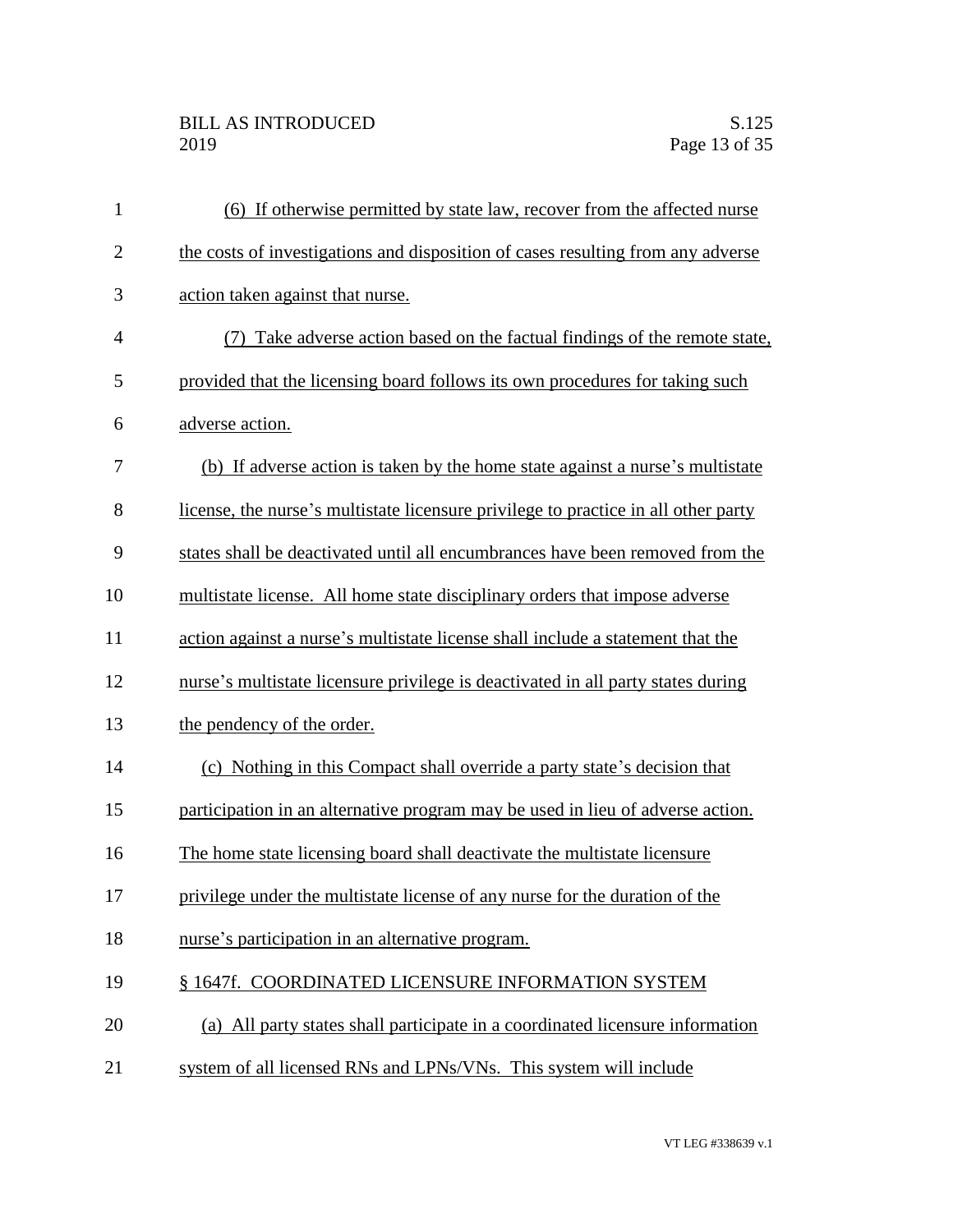(6) If otherwise permitted by state law, recover from the affected nurse the costs of investigations and disposition of cases resulting from any adverse action taken against that nurse.

(7) Take adverse action based on the factual findings of the remote state, provided that the licensing board follows its own procedures for taking such adverse action.

(b) If adverse action is taken by the home state against a nurse's multistate license, the nurse's multistate licensure privilege to practice in all other party states shall be deactivated until all encumbrances have been removed from the multistate license. All home state disciplinary orders that impose adverse action against a nurse's multistate license shall include a statement that the nurse's multistate licensure privilege is deactivated in all party states during the pendency of the order.

(c) Nothing in this Compact shall override a party state's decision that participation in an alternative program may be used in lieu of adverse action. The home state licensing board shall deactivate the multistate licensure privilege under the multistate license of any nurse for the duration of the nurse's participation in an alternative program.

§ 1647f. COORDINATED LICENSURE INFORMATION SYSTEM

(a) All party states shall participate in a coordinated licensure information system of all licensed RNs and LPNs/VNs. This system will include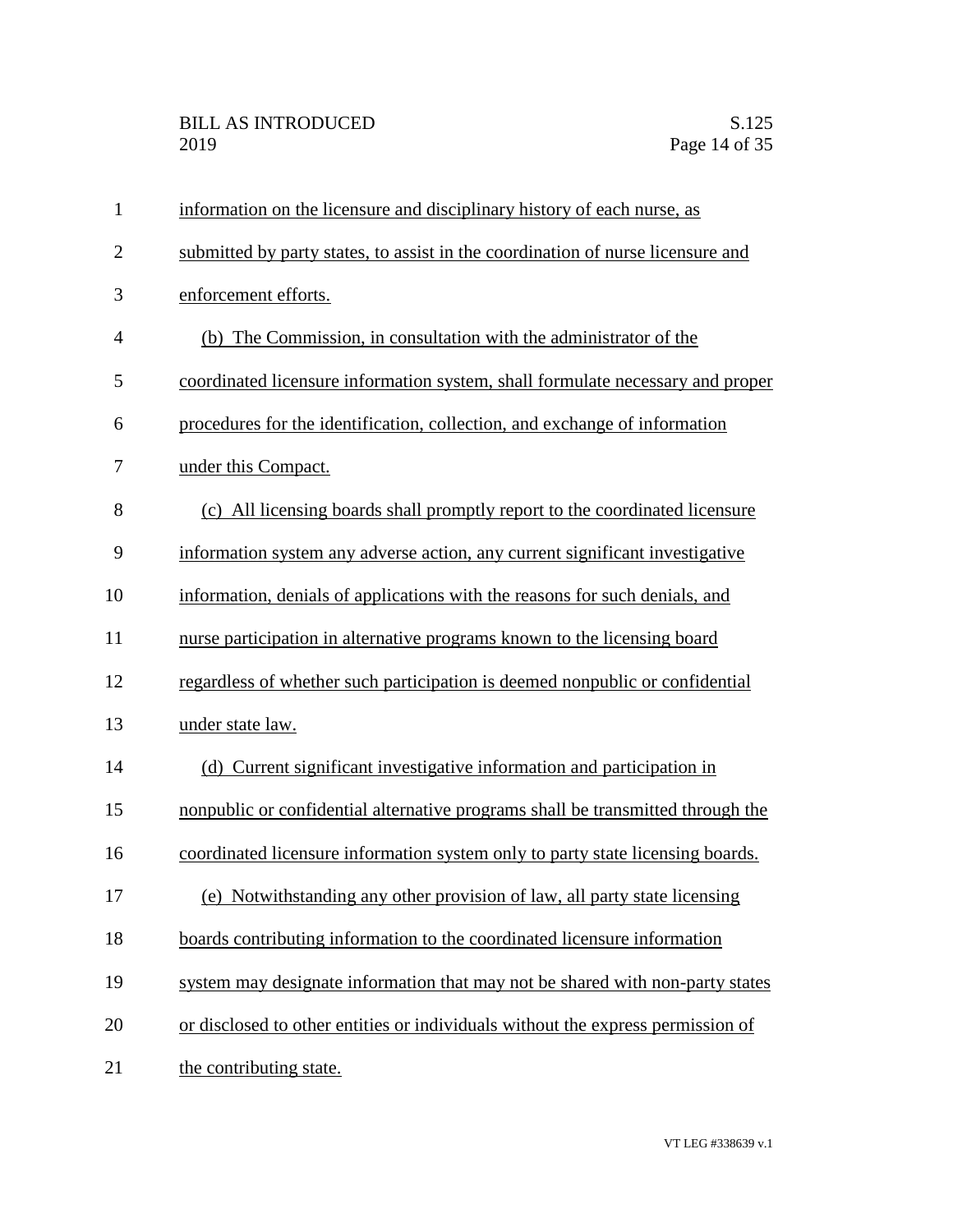information on the licensure and disciplinary history of each nurse, as submitted by party states, to assist in the coordination of nurse licensure and enforcement efforts.

(b) The Commission, in consultation with the administrator of the coordinated licensure information system, shall formulate necessary and proper procedures for the identification, collection, and exchange of information under this Compact.

(c) All licensing boards shall promptly report to the coordinated licensure information system any adverse action, any current significant investigative information, denials of applications with the reasons for such denials, and nurse participation in alternative programs known to the licensing board regardless of whether such participation is deemed nonpublic or confidential under state law.

(d) Current significant investigative information and participation in nonpublic or confidential alternative programs shall be transmitted through the coordinated licensure information system only to party state licensing boards.

(e) Notwithstanding any other provision of law, all party state licensing boards contributing information to the coordinated licensure information system may designate information that may not be shared with non-party states or disclosed to other entities or individuals without the express permission of the contributing state.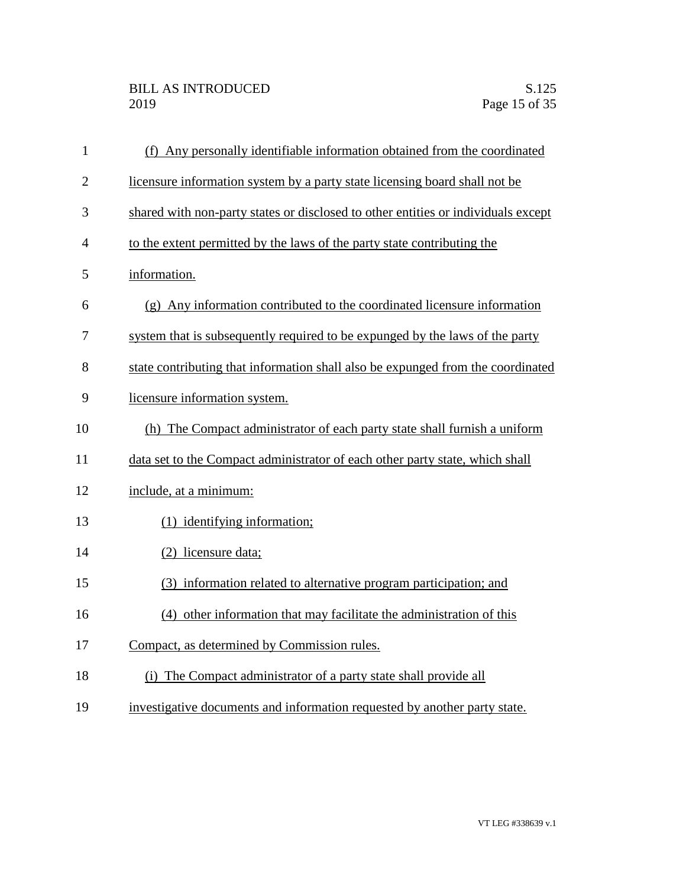(f) Any personally identifiable information obtained from the coordinated licensure information system by a party state licensing board shall not be shared with non-party states or disclosed to other entities or individuals except to the extent permitted by the laws of the party state contributing the information.

(g) Any information contributed to the coordinated licensure information system that is subsequently required to be expunged by the laws of the party state contributing that information shall also be expunged from the coordinated licensure information system.

(h) The Compact administrator of each party state shall furnish a uniform data set to the Compact administrator of each other party state, which shall include, at a minimum:

(1) identifying information;

(2) licensure data;

(3) information related to alternative program participation; and

(4) other information that may facilitate the administration of this Compact, as determined by Commission rules.

(i) The Compact administrator of a party state shall provide all investigative documents and information requested by another party state.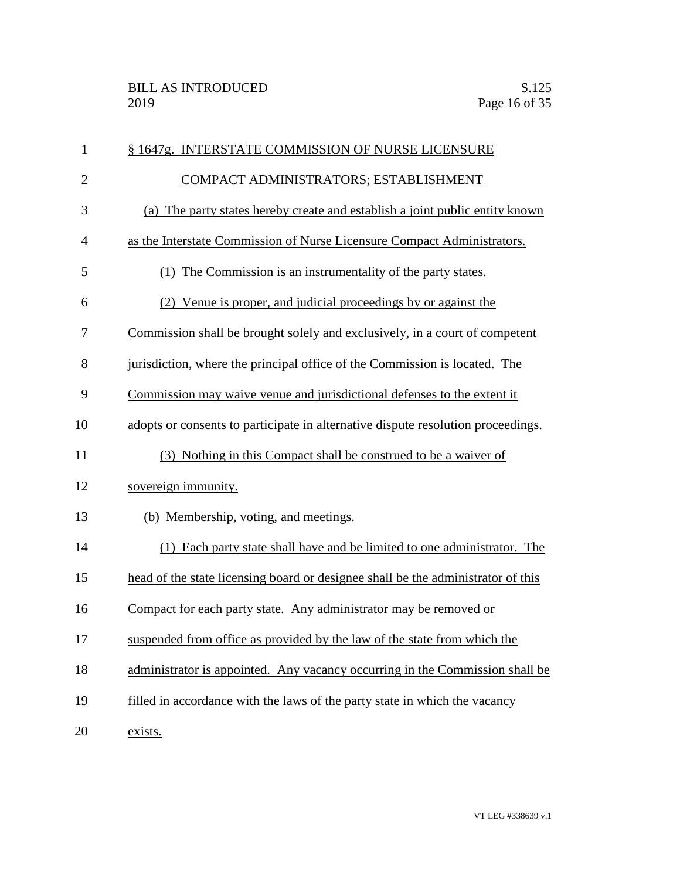## § 1647g. INTERSTATE COMMISSION OF NURSE LICENSURE COMPACT ADMINISTRATORS; ESTABLISHMENT

(a) The party states hereby create and establish a joint public entity known as the Interstate Commission of Nurse Licensure Compact Administrators.

(1) The Commission is an instrumentality of the party states.

(2) Venue is proper, and judicial proceedings by or against the Commission shall be brought solely and exclusively, in a court of competent jurisdiction, where the principal office of the Commission is located. The Commission may waive venue and jurisdictional defenses to the extent it adopts or consents to participate in alternative dispute resolution proceedings.

(3) Nothing in this Compact shall be construed to be a waiver of sovereign immunity.

(b) Membership, voting, and meetings.

(1) Each party state shall have and be limited to one administrator. The head of the state licensing board or designee shall be the administrator of this Compact for each party state. Any administrator may be removed or suspended from office as provided by the law of the state from which the administrator is appointed. Any vacancy occurring in the Commission shall be filled in accordance with the laws of the party state in which the vacancy exists.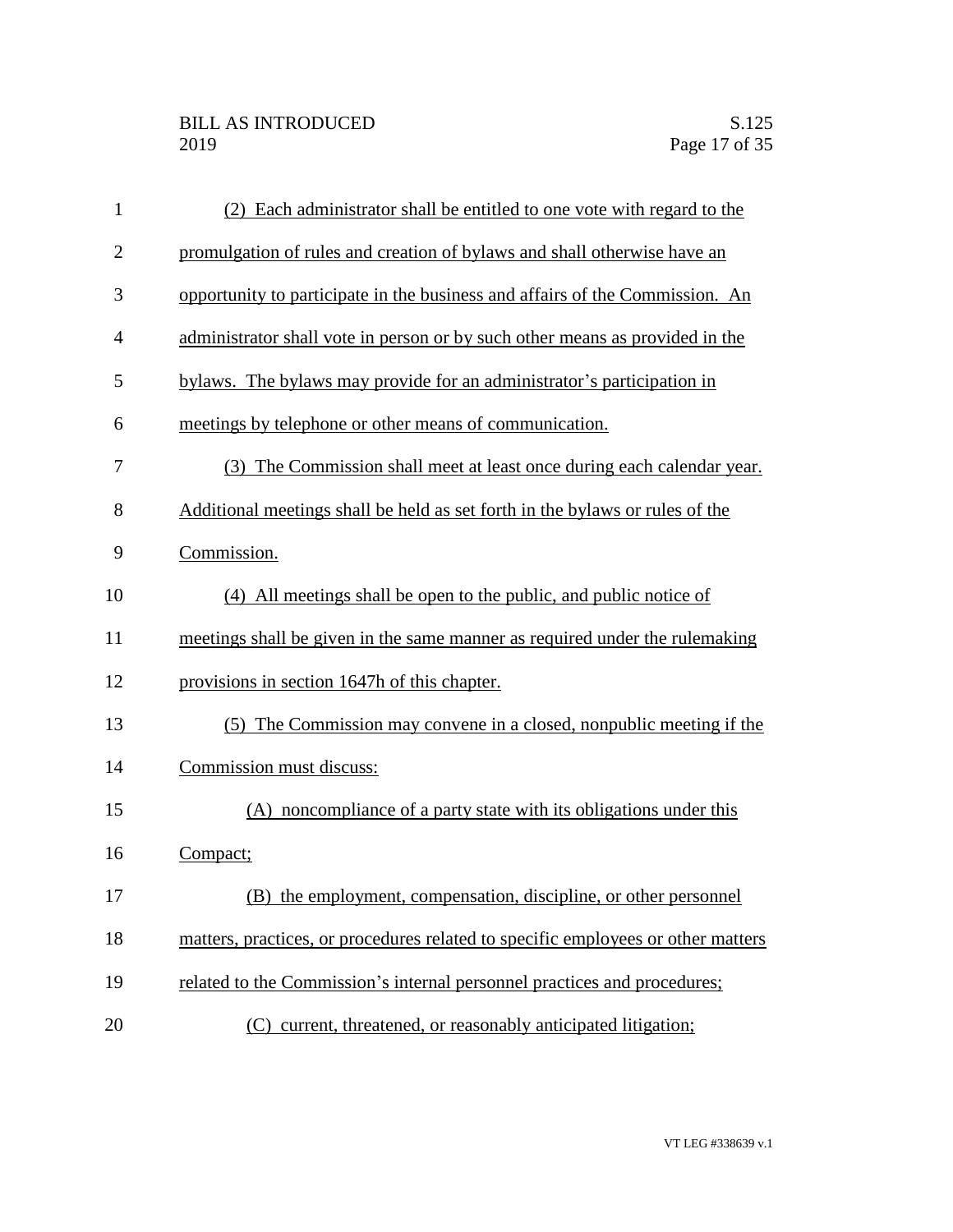(2) Each administrator shall be entitled to one vote with regard to the promulgation of rules and creation of bylaws and shall otherwise have an opportunity to participate in the business and affairs of the Commission. An administrator shall vote in person or by such other means as provided in the bylaws. The bylaws may provide for an administrator's participation in meetings by telephone or other means of communication.

(3) The Commission shall meet at least once during each calendar year. Additional meetings shall be held as set forth in the bylaws or rules of the Commission.

(4) All meetings shall be open to the public, and public notice of meetings shall be given in the same manner as required under the rulemaking provisions in section 1647h of this chapter.

(5) The Commission may convene in a closed, nonpublic meeting if the Commission must discuss:

(A) noncompliance of a party state with its obligations under this Compact;

(B) the employment, compensation, discipline, or other personnel matters, practices, or procedures related to specific employees or other matters related to the Commission's internal personnel practices and procedures;

(C) current, threatened, or reasonably anticipated litigation;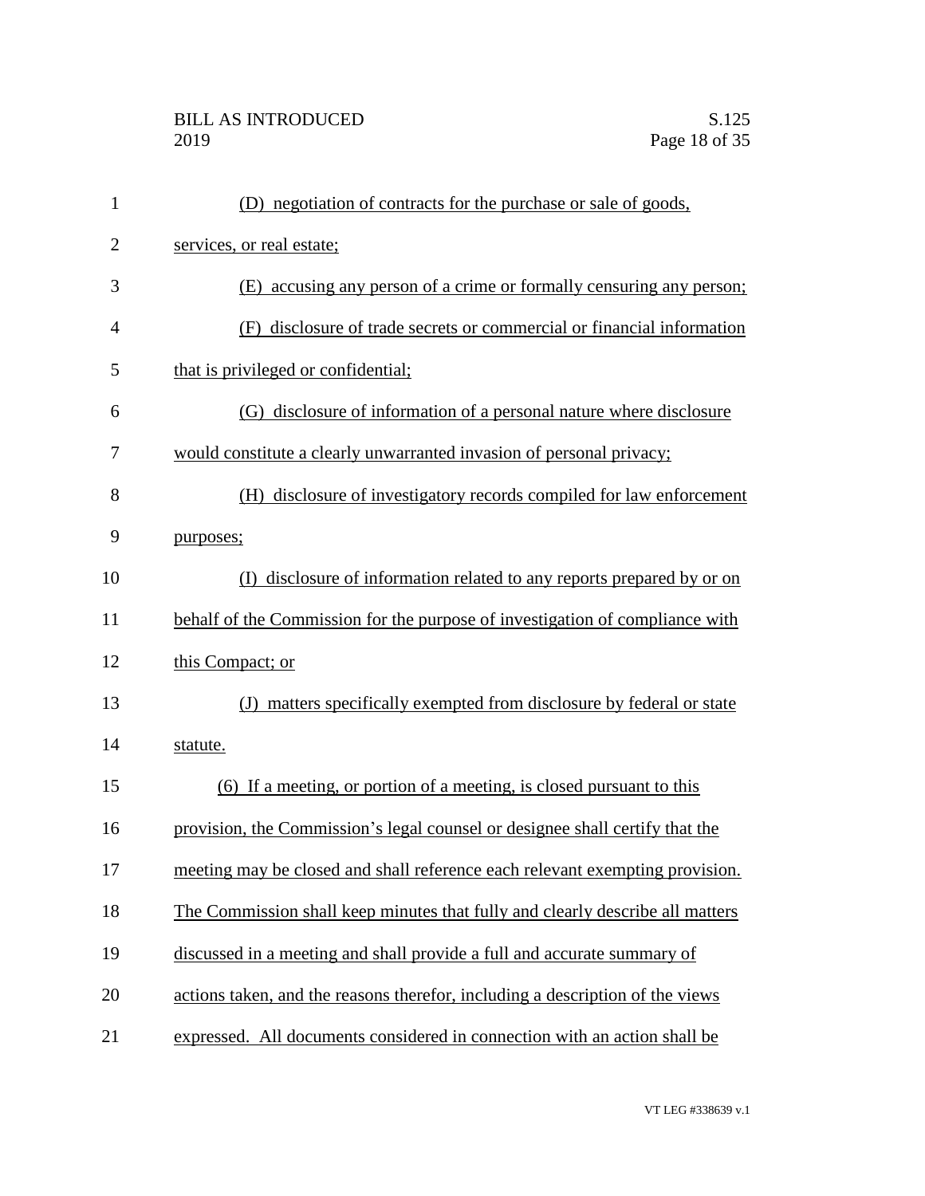(D) negotiation of contracts for the purchase or sale of goods, services, or real estate;

(E) accusing any person of a crime or formally censuring any person;

(F) disclosure of trade secrets or commercial or financial information that is privileged or confidential;

(G) disclosure of information of a personal nature where disclosure would constitute a clearly unwarranted invasion of personal privacy;

(H) disclosure of investigatory records compiled for law enforcement purposes;

(I) disclosure of information related to any reports prepared by or on behalf of the Commission for the purpose of investigation of compliance with this Compact; or

(J) matters specifically exempted from disclosure by federal or state statute.

(6) If a meeting, or portion of a meeting, is closed pursuant to this provision, the Commission's legal counsel or designee shall certify that the meeting may be closed and shall reference each relevant exempting provision. The Commission shall keep minutes that fully and clearly describe all matters discussed in a meeting and shall provide a full and accurate summary of actions taken, and the reasons therefor, including a description of the views expressed. All documents considered in connection with an action shall be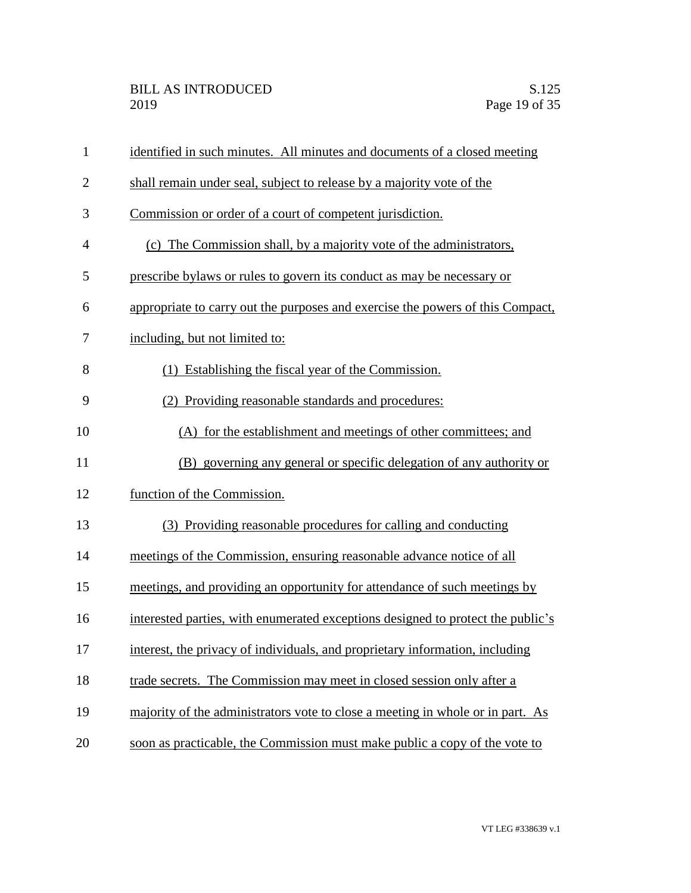identified in such minutes. All minutes and documents of a closed meeting shall remain under seal, subject to release by a majority vote of the Commission or order of a court of competent jurisdiction.

(c) The Commission shall, by a majority vote of the administrators, prescribe bylaws or rules to govern its conduct as may be necessary or appropriate to carry out the purposes and exercise the powers of this Compact, including, but not limited to:

(1) Establishing the fiscal year of the Commission.

(2) Providing reasonable standards and procedures:

(A) for the establishment and meetings of other committees; and

(B) governing any general or specific delegation of any authority or function of the Commission.

(3) Providing reasonable procedures for calling and conducting meetings of the Commission, ensuring reasonable advance notice of all meetings, and providing an opportunity for attendance of such meetings by interested parties, with enumerated exceptions designed to protect the public's interest, the privacy of individuals, and proprietary information, including trade secrets. The Commission may meet in closed session only after a majority of the administrators vote to close a meeting in whole or in part. As soon as practicable, the Commission must make public a copy of the vote to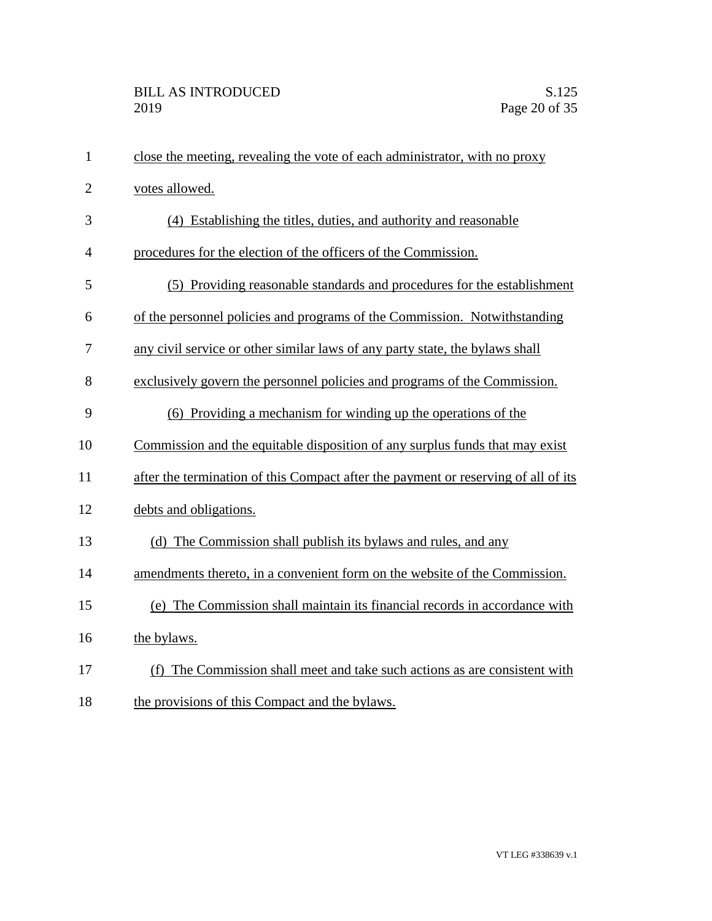close the meeting, revealing the vote of each administrator, with no proxy votes allowed.

(4) Establishing the titles, duties, and authority and reasonable procedures for the election of the officers of the Commission.

(5) Providing reasonable standards and procedures for the establishment of the personnel policies and programs of the Commission. Notwithstanding any civil service or other similar laws of any party state, the bylaws shall exclusively govern the personnel policies and programs of the Commission.

(6) Providing a mechanism for winding up the operations of the Commission and the equitable disposition of any surplus funds that may exist after the termination of this Compact after the payment or reserving of all of its debts and obligations.

(d) The Commission shall publish its bylaws and rules, and any amendments thereto, in a convenient form on the website of the Commission.

(e) The Commission shall maintain its financial records in accordance with the bylaws.

(f) The Commission shall meet and take such actions as are consistent with the provisions of this Compact and the bylaws.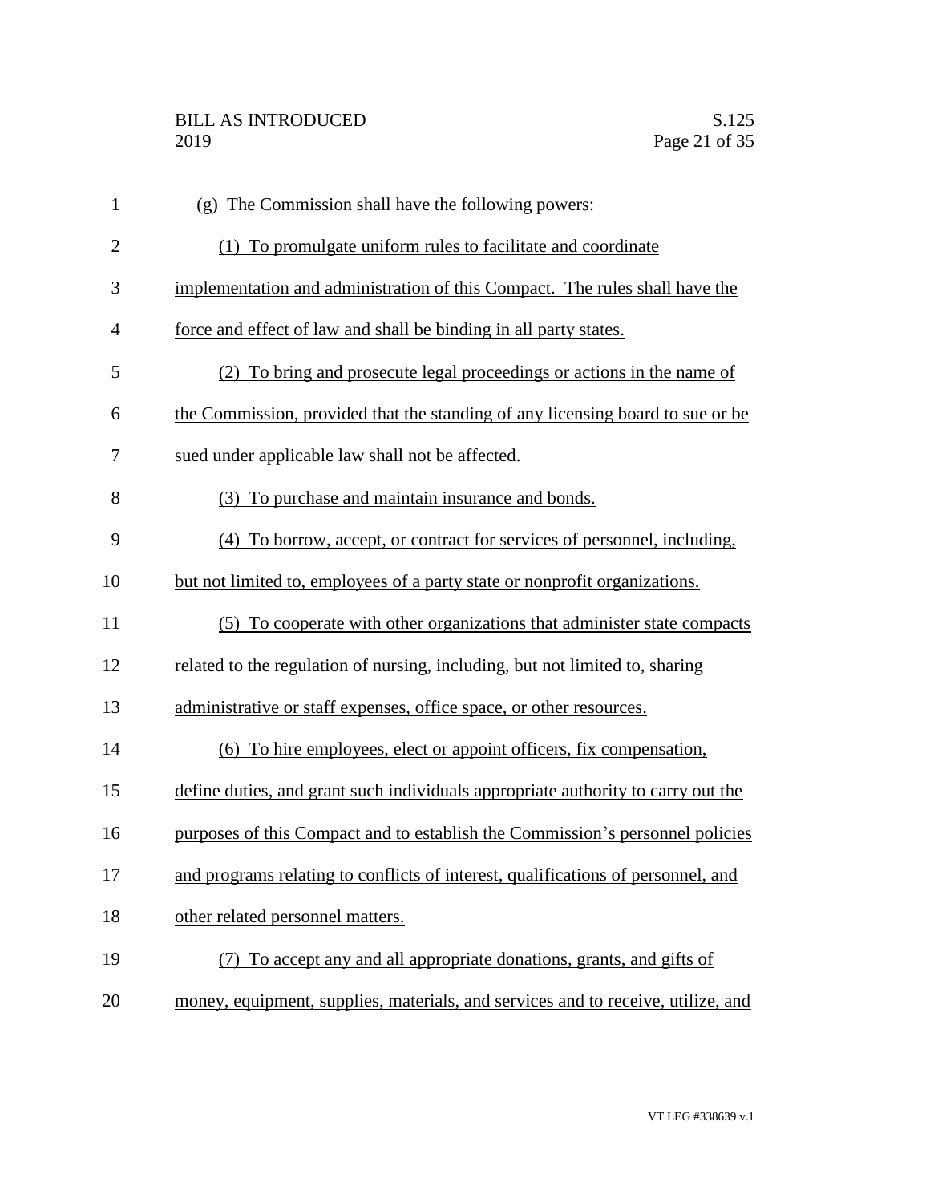(g) The Commission shall have the following powers:

(1) To promulgate uniform rules to facilitate and coordinate implementation and administration of this Compact. The rules shall have the force and effect of law and shall be binding in all party states.

(2) To bring and prosecute legal proceedings or actions in the name of the Commission, provided that the standing of any licensing board to sue or be sued under applicable law shall not be affected.

(3) To purchase and maintain insurance and bonds.

(4) To borrow, accept, or contract for services of personnel, including, but not limited to, employees of a party state or nonprofit organizations.

(5) To cooperate with other organizations that administer state compacts related to the regulation of nursing, including, but not limited to, sharing administrative or staff expenses, office space, or other resources.

(6) To hire employees, elect or appoint officers, fix compensation, define duties, and grant such individuals appropriate authority to carry out the purposes of this Compact and to establish the Commission's personnel policies and programs relating to conflicts of interest, qualifications of personnel, and other related personnel matters.

(7) To accept any and all appropriate donations, grants, and gifts of money, equipment, supplies, materials, and services and to receive, utilize, and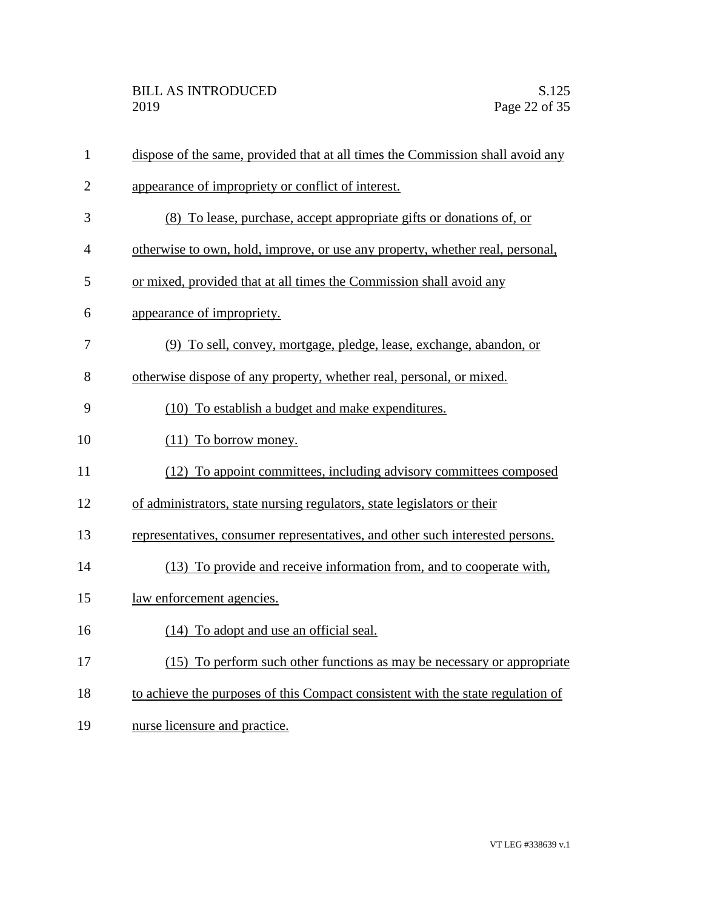dispose of the same, provided that at all times the Commission shall avoid any appearance of impropriety or conflict of interest.

(8) To lease, purchase, accept appropriate gifts or donations of, or otherwise to own, hold, improve, or use any property, whether real, personal, or mixed, provided that at all times the Commission shall avoid any appearance of impropriety.

(9) To sell, convey, mortgage, pledge, lease, exchange, abandon, or otherwise dispose of any property, whether real, personal, or mixed.

(10) To establish a budget and make expenditures.

(11) To borrow money.

(12) To appoint committees, including advisory committees composed of administrators, state nursing regulators, state legislators or their representatives, consumer representatives, and other such interested persons.

(13) To provide and receive information from, and to cooperate with, law enforcement agencies.

(14) To adopt and use an official seal.

(15) To perform such other functions as may be necessary or appropriate to achieve the purposes of this Compact consistent with the state regulation of nurse licensure and practice.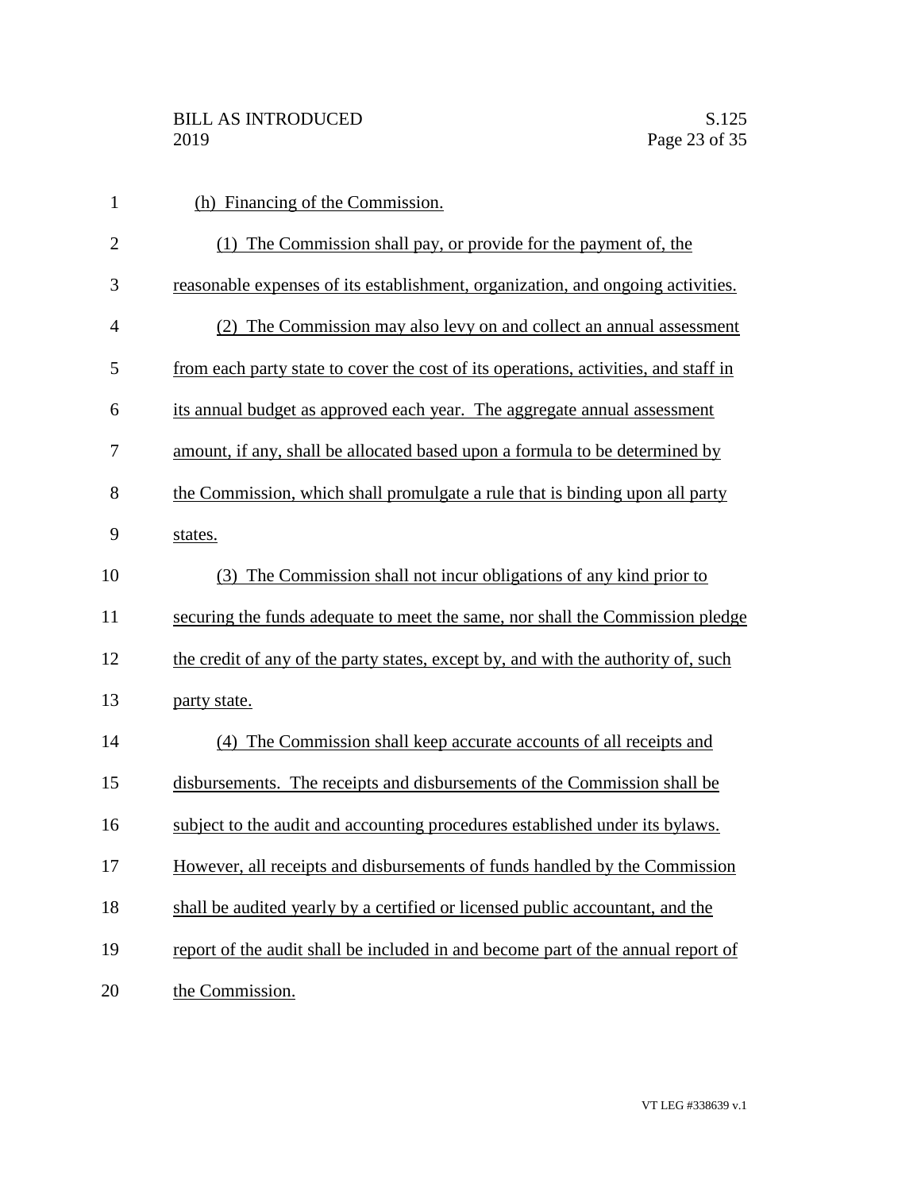(h) Financing of the Commission.

(1) The Commission shall pay, or provide for the payment of, the reasonable expenses of its establishment, organization, and ongoing activities.

(2) The Commission may also levy on and collect an annual assessment from each party state to cover the cost of its operations, activities, and staff in its annual budget as approved each year. The aggregate annual assessment amount, if any, shall be allocated based upon a formula to be determined by the Commission, which shall promulgate a rule that is binding upon all party states.

(3) The Commission shall not incur obligations of any kind prior to securing the funds adequate to meet the same, nor shall the Commission pledge the credit of any of the party states, except by, and with the authority of, such party state.

(4) The Commission shall keep accurate accounts of all receipts and disbursements. The receipts and disbursements of the Commission shall be subject to the audit and accounting procedures established under its bylaws. However, all receipts and disbursements of funds handled by the Commission shall be audited yearly by a certified or licensed public accountant, and the report of the audit shall be included in and become part of the annual report of the Commission.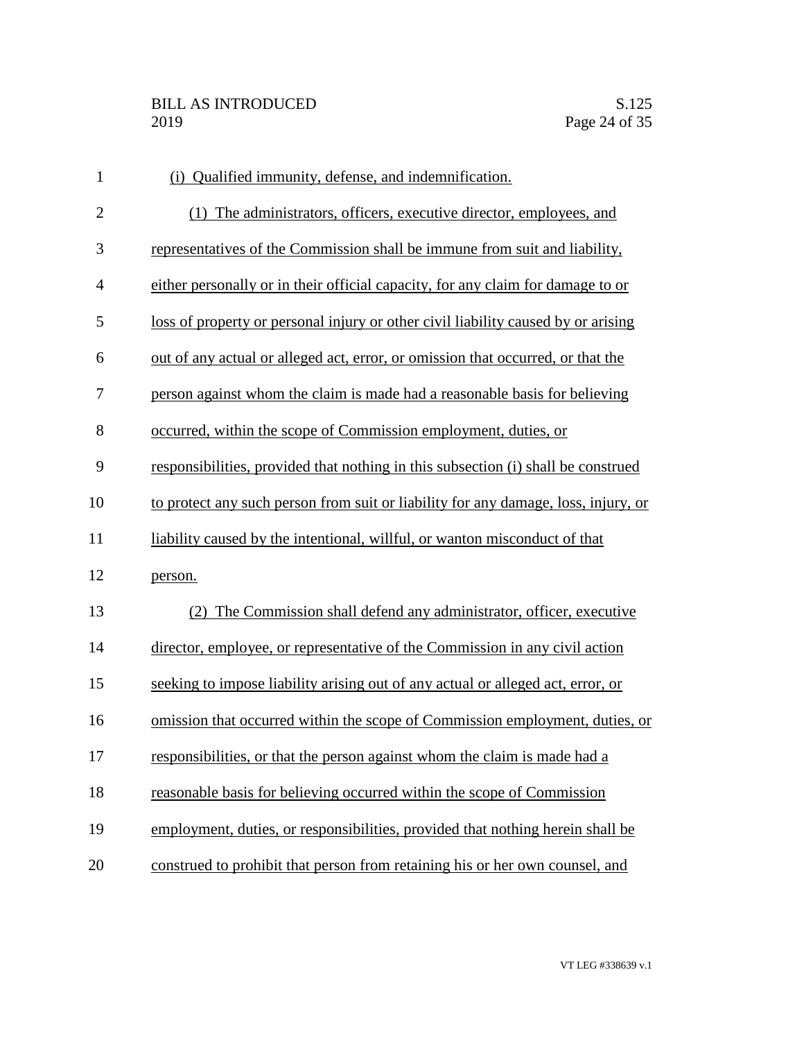(i) Qualified immunity, defense, and indemnification.

(1) The administrators, officers, executive director, employees, and representatives of the Commission shall be immune from suit and liability, either personally or in their official capacity, for any claim for damage to or loss of property or personal injury or other civil liability caused by or arising out of any actual or alleged act, error, or omission that occurred, or that the person against whom the claim is made had a reasonable basis for believing occurred, within the scope of Commission employment, duties, or responsibilities, provided that nothing in this subsection (i) shall be construed to protect any such person from suit or liability for any damage, loss, injury, or liability caused by the intentional, willful, or wanton misconduct of that person.

(2) The Commission shall defend any administrator, officer, executive director, employee, or representative of the Commission in any civil action seeking to impose liability arising out of any actual or alleged act, error, or omission that occurred within the scope of Commission employment, duties, or responsibilities, or that the person against whom the claim is made had a reasonable basis for believing occurred within the scope of Commission employment, duties, or responsibilities, provided that nothing herein shall be construed to prohibit that person from retaining his or her own counsel, and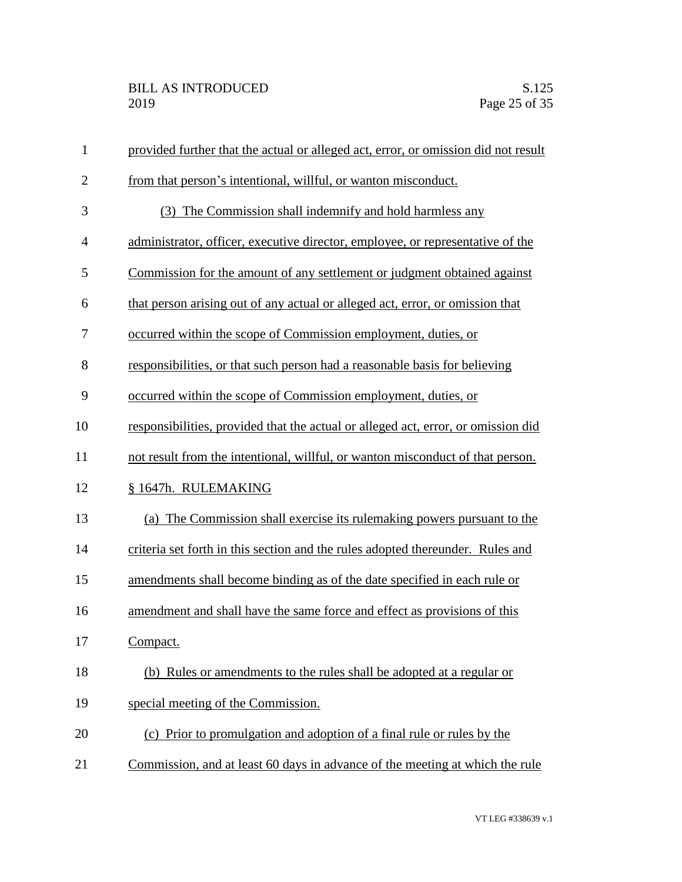provided further that the actual or alleged act, error, or omission did not result from that person's intentional, willful, or wanton misconduct.

(3) The Commission shall indemnify and hold harmless any administrator, officer, executive director, employee, or representative of the Commission for the amount of any settlement or judgment obtained against that person arising out of any actual or alleged act, error, or omission that occurred within the scope of Commission employment, duties, or responsibilities, or that such person had a reasonable basis for believing occurred within the scope of Commission employment, duties, or responsibilities, provided that the actual or alleged act, error, or omission did not result from the intentional, willful, or wanton misconduct of that person.

§ 1647h. RULEMAKING

(a) The Commission shall exercise its rulemaking powers pursuant to the criteria set forth in this section and the rules adopted thereunder. Rules and amendments shall become binding as of the date specified in each rule or amendment and shall have the same force and effect as provisions of this Compact.

(b) Rules or amendments to the rules shall be adopted at a regular or special meeting of the Commission.

(c) Prior to promulgation and adoption of a final rule or rules by the Commission, and at least 60 days in advance of the meeting at which the rule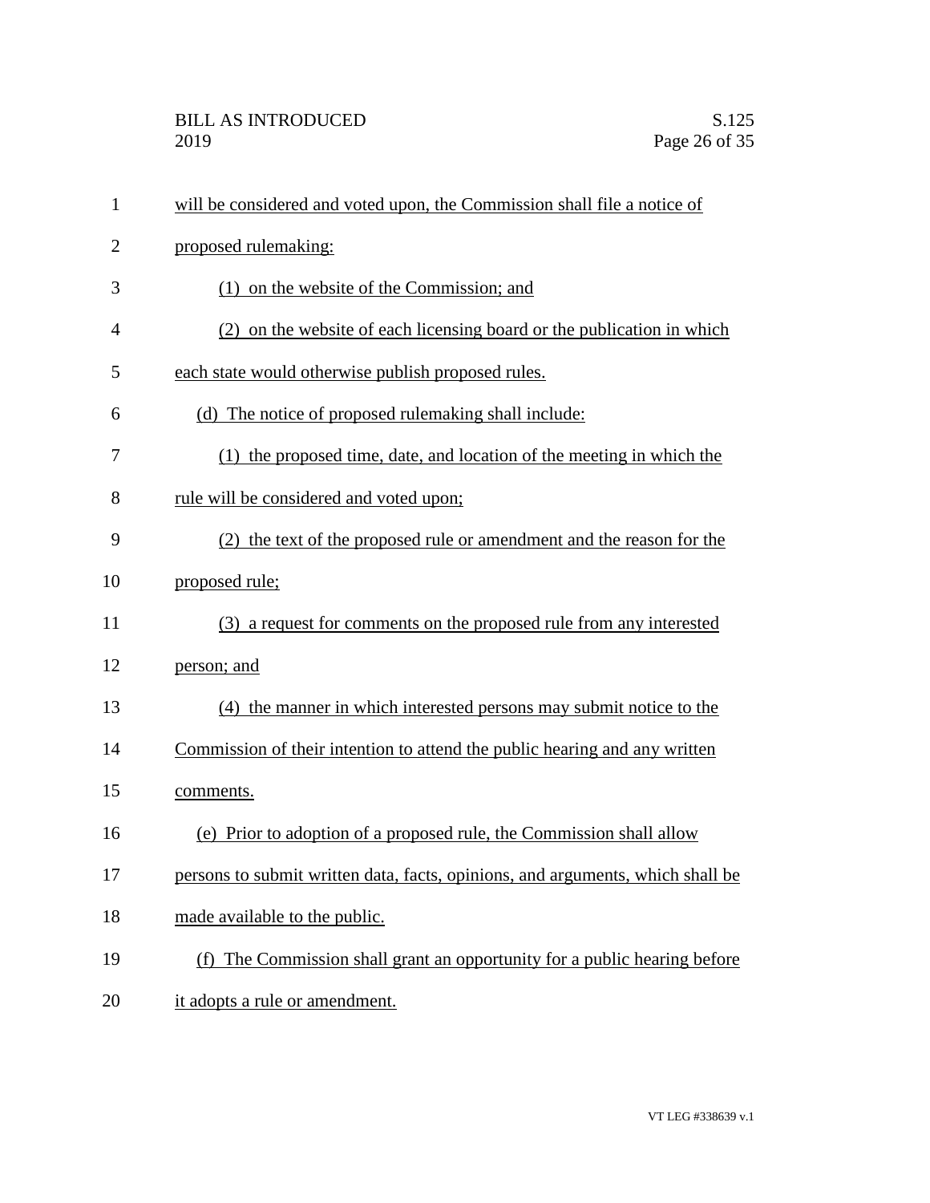will be considered and voted upon, the Commission shall file a notice of proposed rulemaking:

(1) on the website of the Commission; and

(2) on the website of each licensing board or the publication in which each state would otherwise publish proposed rules.

(d) The notice of proposed rulemaking shall include:

(1) the proposed time, date, and location of the meeting in which the rule will be considered and voted upon;

(2) the text of the proposed rule or amendment and the reason for the proposed rule;

(3) a request for comments on the proposed rule from any interested person; and

(4) the manner in which interested persons may submit notice to the Commission of their intention to attend the public hearing and any written comments.

(e) Prior to adoption of a proposed rule, the Commission shall allow persons to submit written data, facts, opinions, and arguments, which shall be made available to the public.

(f) The Commission shall grant an opportunity for a public hearing before it adopts a rule or amendment.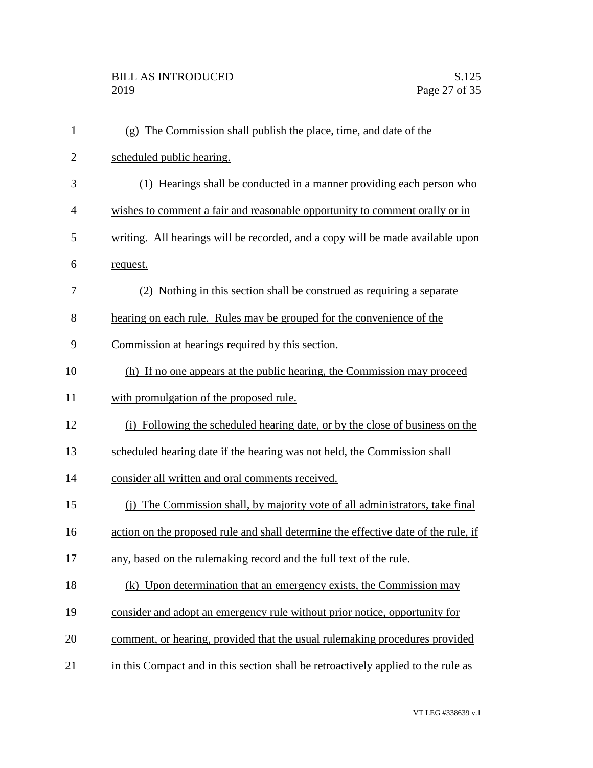(g) The Commission shall publish the place, time, and date of the scheduled public hearing.

(1) Hearings shall be conducted in a manner providing each person who wishes to comment a fair and reasonable opportunity to comment orally or in writing. All hearings will be recorded, and a copy will be made available upon request.

(2) Nothing in this section shall be construed as requiring a separate hearing on each rule. Rules may be grouped for the convenience of the Commission at hearings required by this section.

(h) If no one appears at the public hearing, the Commission may proceed with promulgation of the proposed rule.

(i) Following the scheduled hearing date, or by the close of business on the scheduled hearing date if the hearing was not held, the Commission shall consider all written and oral comments received.

(j) The Commission shall, by majority vote of all administrators, take final action on the proposed rule and shall determine the effective date of the rule, if any, based on the rulemaking record and the full text of the rule.

(k) Upon determination that an emergency exists, the Commission may consider and adopt an emergency rule without prior notice, opportunity for comment, or hearing, provided that the usual rulemaking procedures provided in this Compact and in this section shall be retroactively applied to the rule as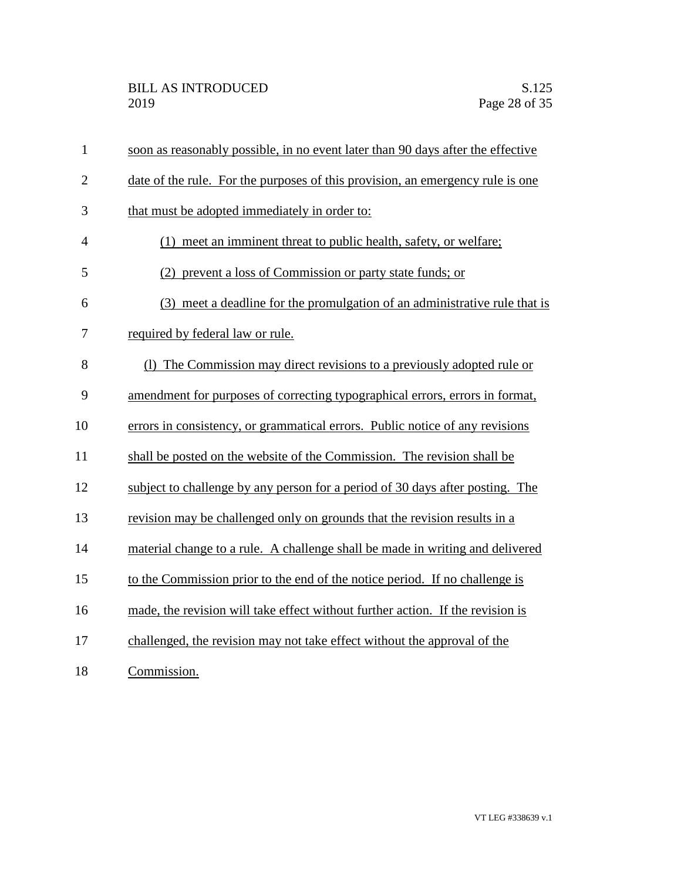soon as reasonably possible, in no event later than 90 days after the effective date of the rule. For the purposes of this provision, an emergency rule is one that must be adopted immediately in order to:

(1) meet an imminent threat to public health, safety, or welfare;

(2) prevent a loss of Commission or party state funds; or

(3) meet a deadline for the promulgation of an administrative rule that is required by federal law or rule.

(l) The Commission may direct revisions to a previously adopted rule or amendment for purposes of correcting typographical errors, errors in format, errors in consistency, or grammatical errors. Public notice of any revisions shall be posted on the website of the Commission. The revision shall be subject to challenge by any person for a period of 30 days after posting. The revision may be challenged only on grounds that the revision results in a material change to a rule. A challenge shall be made in writing and delivered to the Commission prior to the end of the notice period. If no challenge is made, the revision will take effect without further action. If the revision is challenged, the revision may not take effect without the approval of the Commission.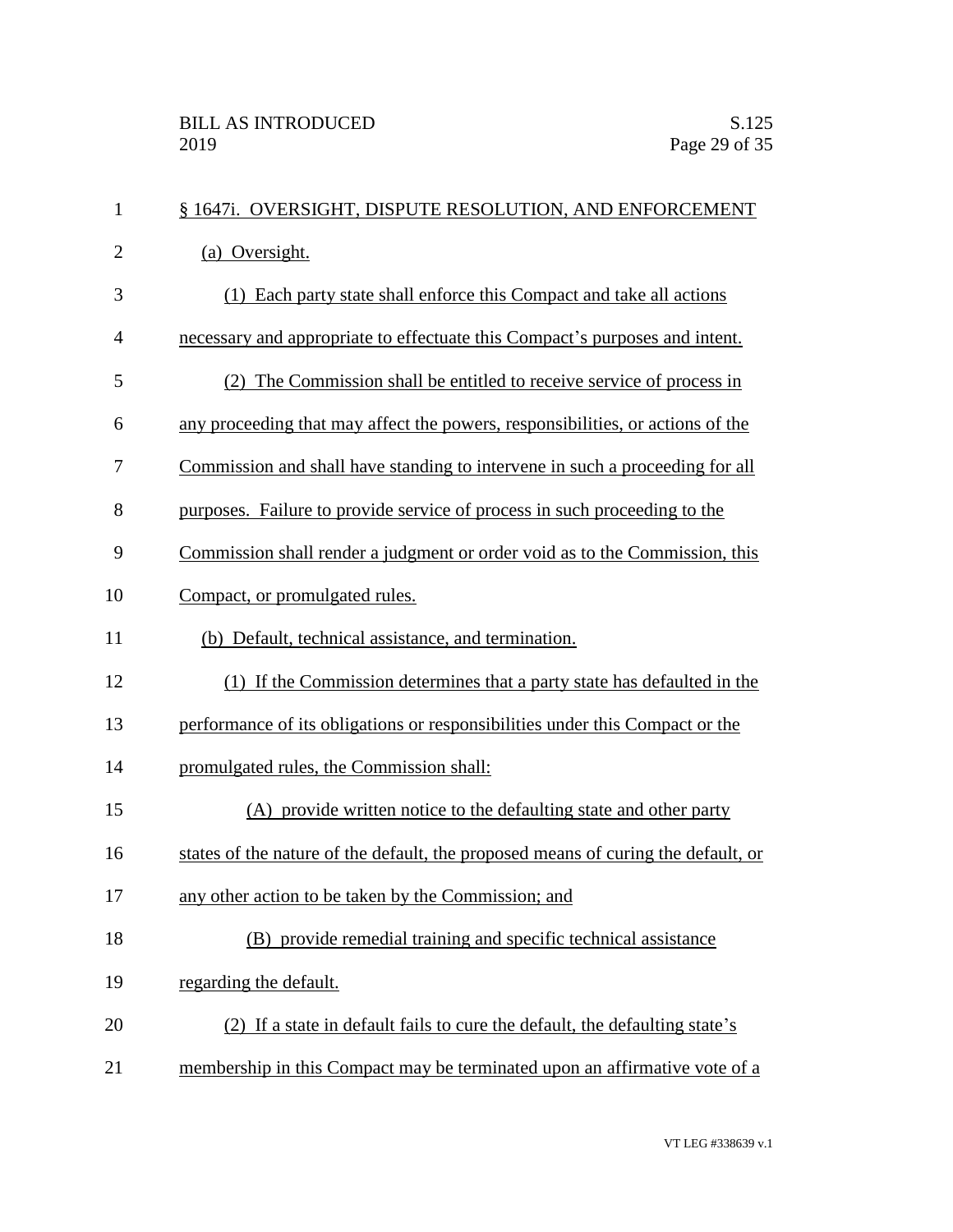§ 1647i. OVERSIGHT, DISPUTE RESOLUTION, AND ENFORCEMENT

(a) Oversight.

(1) Each party state shall enforce this Compact and take all actions necessary and appropriate to effectuate this Compact's purposes and intent.

(2) The Commission shall be entitled to receive service of process in any proceeding that may affect the powers, responsibilities, or actions of the Commission and shall have standing to intervene in such a proceeding for all purposes. Failure to provide service of process in such proceeding to the Commission shall render a judgment or order void as to the Commission, this Compact, or promulgated rules.

(b) Default, technical assistance, and termination.

(1) If the Commission determines that a party state has defaulted in the performance of its obligations or responsibilities under this Compact or the promulgated rules, the Commission shall:

(A) provide written notice to the defaulting state and other party states of the nature of the default, the proposed means of curing the default, or any other action to be taken by the Commission; and

(B) provide remedial training and specific technical assistance regarding the default.

(2) If a state in default fails to cure the default, the defaulting state's membership in this Compact may be terminated upon an affirmative vote of a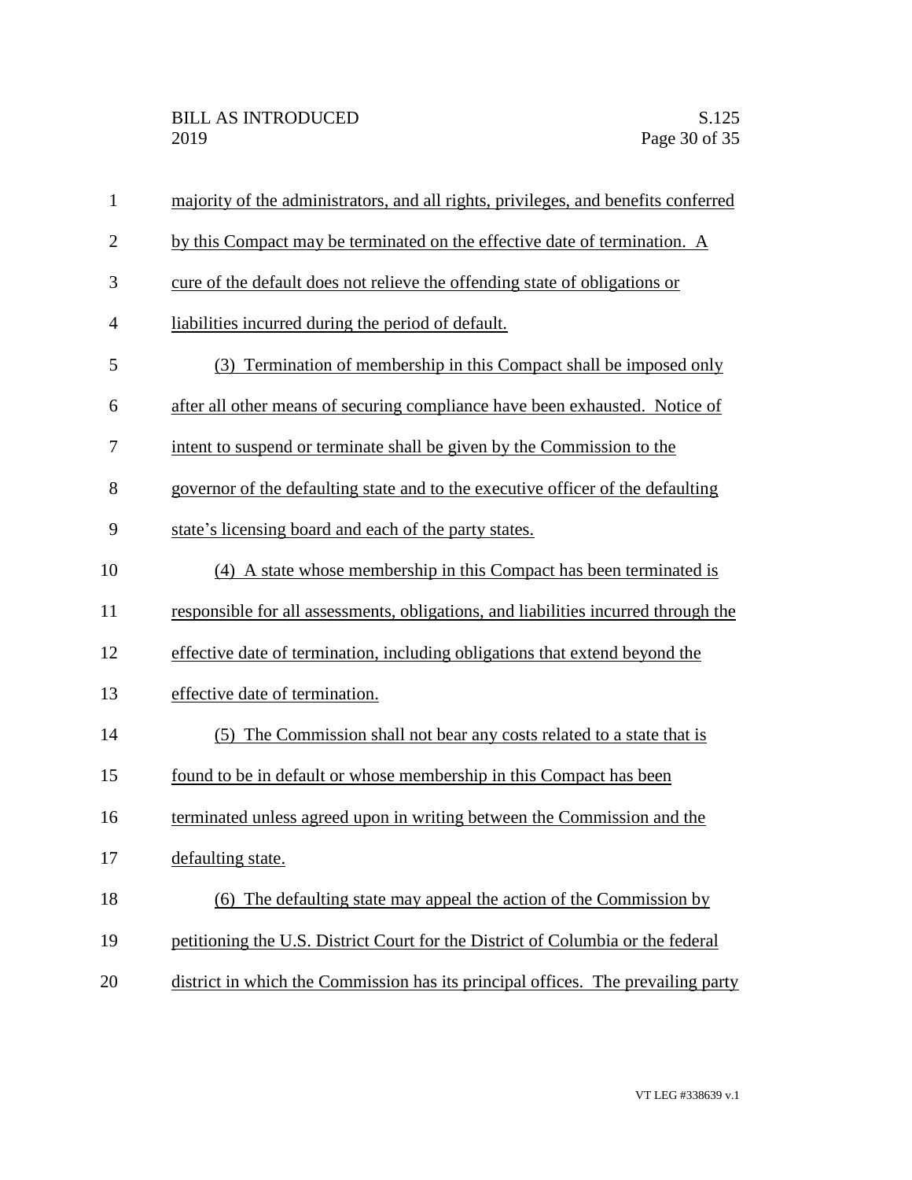majority of the administrators, and all rights, privileges, and benefits conferred by this Compact may be terminated on the effective date of termination. A cure of the default does not relieve the offending state of obligations or liabilities incurred during the period of default.

(3) Termination of membership in this Compact shall be imposed only after all other means of securing compliance have been exhausted. Notice of intent to suspend or terminate shall be given by the Commission to the governor of the defaulting state and to the executive officer of the defaulting state's licensing board and each of the party states.

(4) A state whose membership in this Compact has been terminated is responsible for all assessments, obligations, and liabilities incurred through the effective date of termination, including obligations that extend beyond the effective date of termination.

(5) The Commission shall not bear any costs related to a state that is found to be in default or whose membership in this Compact has been terminated unless agreed upon in writing between the Commission and the defaulting state.

(6) The defaulting state may appeal the action of the Commission by petitioning the U.S. District Court for the District of Columbia or the federal district in which the Commission has its principal offices. The prevailing party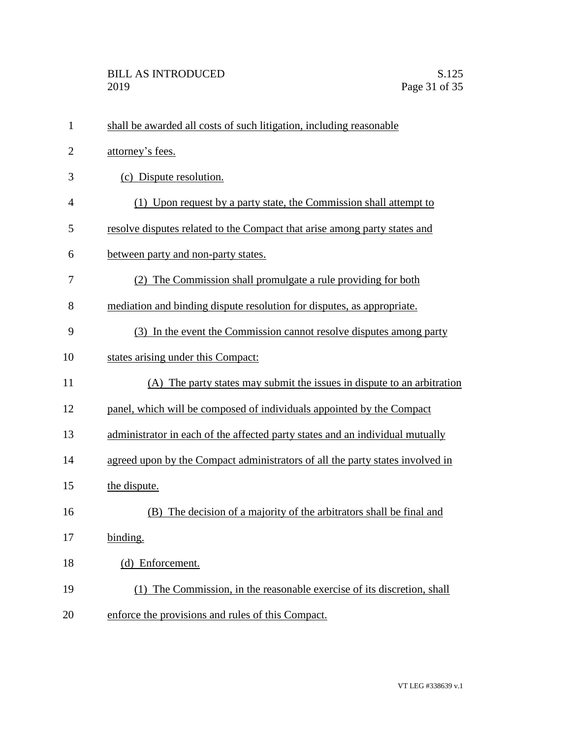shall be awarded all costs of such litigation, including reasonable attorney's fees.

(c) Dispute resolution.

(1) Upon request by a party state, the Commission shall attempt to resolve disputes related to the Compact that arise among party states and between party and non-party states.

(2) The Commission shall promulgate a rule providing for both mediation and binding dispute resolution for disputes, as appropriate.

(3) In the event the Commission cannot resolve disputes among party states arising under this Compact:

(A) The party states may submit the issues in dispute to an arbitration panel, which will be composed of individuals appointed by the Compact administrator in each of the affected party states and an individual mutually agreed upon by the Compact administrators of all the party states involved in the dispute.

(B) The decision of a majority of the arbitrators shall be final and binding.

(d) Enforcement.

(1) The Commission, in the reasonable exercise of its discretion, shall enforce the provisions and rules of this Compact.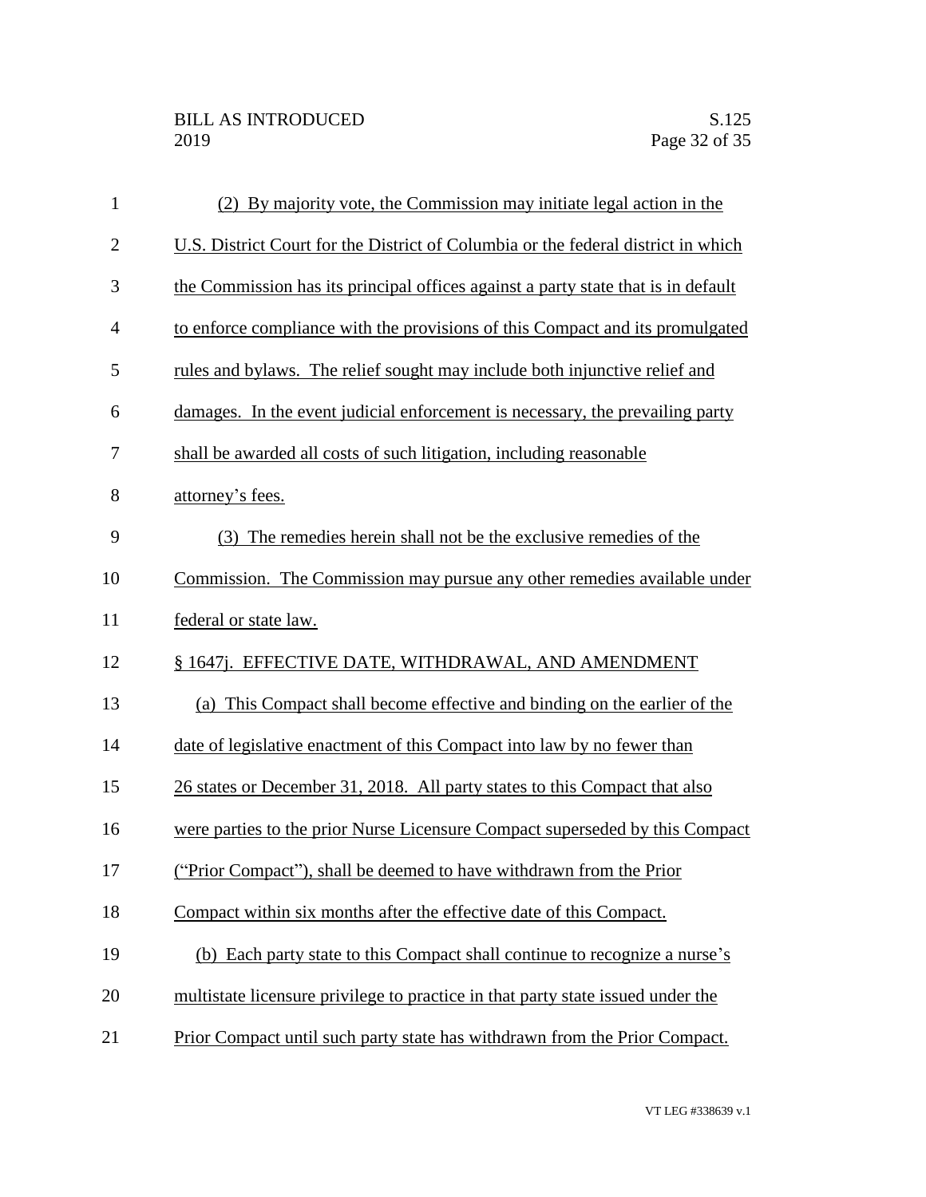(2) By majority vote, the Commission may initiate legal action in the U.S. District Court for the District of Columbia or the federal district in which the Commission has its principal offices against a party state that is in default to enforce compliance with the provisions of this Compact and its promulgated rules and bylaws. The relief sought may include both injunctive relief and damages. In the event judicial enforcement is necessary, the prevailing party shall be awarded all costs of such litigation, including reasonable attorney's fees.

(3) The remedies herein shall not be the exclusive remedies of the Commission. The Commission may pursue any other remedies available under federal or state law.

§ 1647j. EFFECTIVE DATE, WITHDRAWAL, AND AMENDMENT

(a) This Compact shall become effective and binding on the earlier of the date of legislative enactment of this Compact into law by no fewer than 26 states or December 31, 2018. All party states to this Compact that also were parties to the prior Nurse Licensure Compact superseded by this Compact ("Prior Compact"), shall be deemed to have withdrawn from the Prior Compact within six months after the effective date of this Compact.

(b) Each party state to this Compact shall continue to recognize a nurse's multistate licensure privilege to practice in that party state issued under the Prior Compact until such party state has withdrawn from the Prior Compact.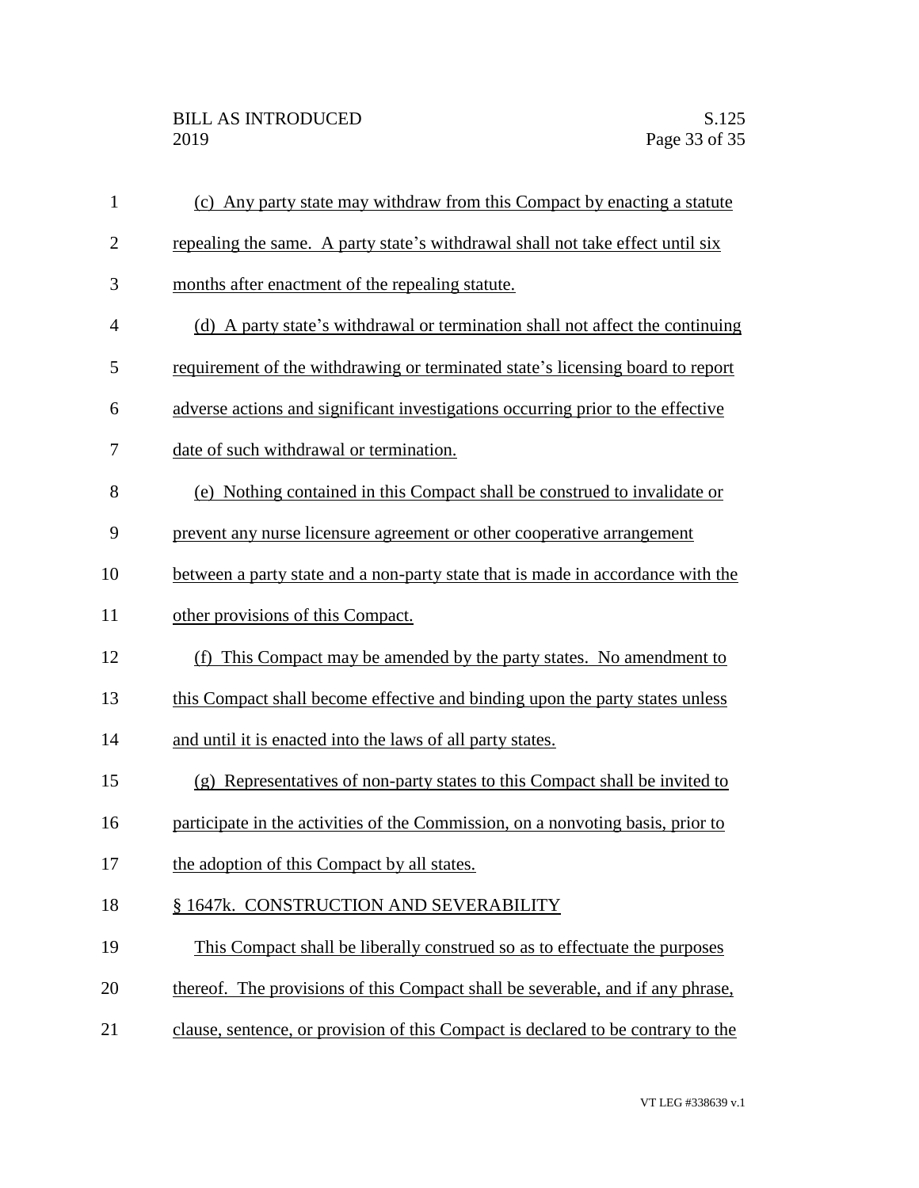(c) Any party state may withdraw from this Compact by enacting a statute repealing the same. A party state's withdrawal shall not take effect until six months after enactment of the repealing statute.

(d) A party state's withdrawal or termination shall not affect the continuing requirement of the withdrawing or terminated state's licensing board to report adverse actions and significant investigations occurring prior to the effective date of such withdrawal or termination.

(e) Nothing contained in this Compact shall be construed to invalidate or prevent any nurse licensure agreement or other cooperative arrangement between a party state and a non-party state that is made in accordance with the other provisions of this Compact.

(f) This Compact may be amended by the party states. No amendment to this Compact shall become effective and binding upon the party states unless and until it is enacted into the laws of all party states.

(g) Representatives of non-party states to this Compact shall be invited to participate in the activities of the Commission, on a nonvoting basis, prior to the adoption of this Compact by all states.

§ 1647k. CONSTRUCTION AND SEVERABILITY

This Compact shall be liberally construed so as to effectuate the purposes thereof. The provisions of this Compact shall be severable, and if any phrase, clause, sentence, or provision of this Compact is declared to be contrary to the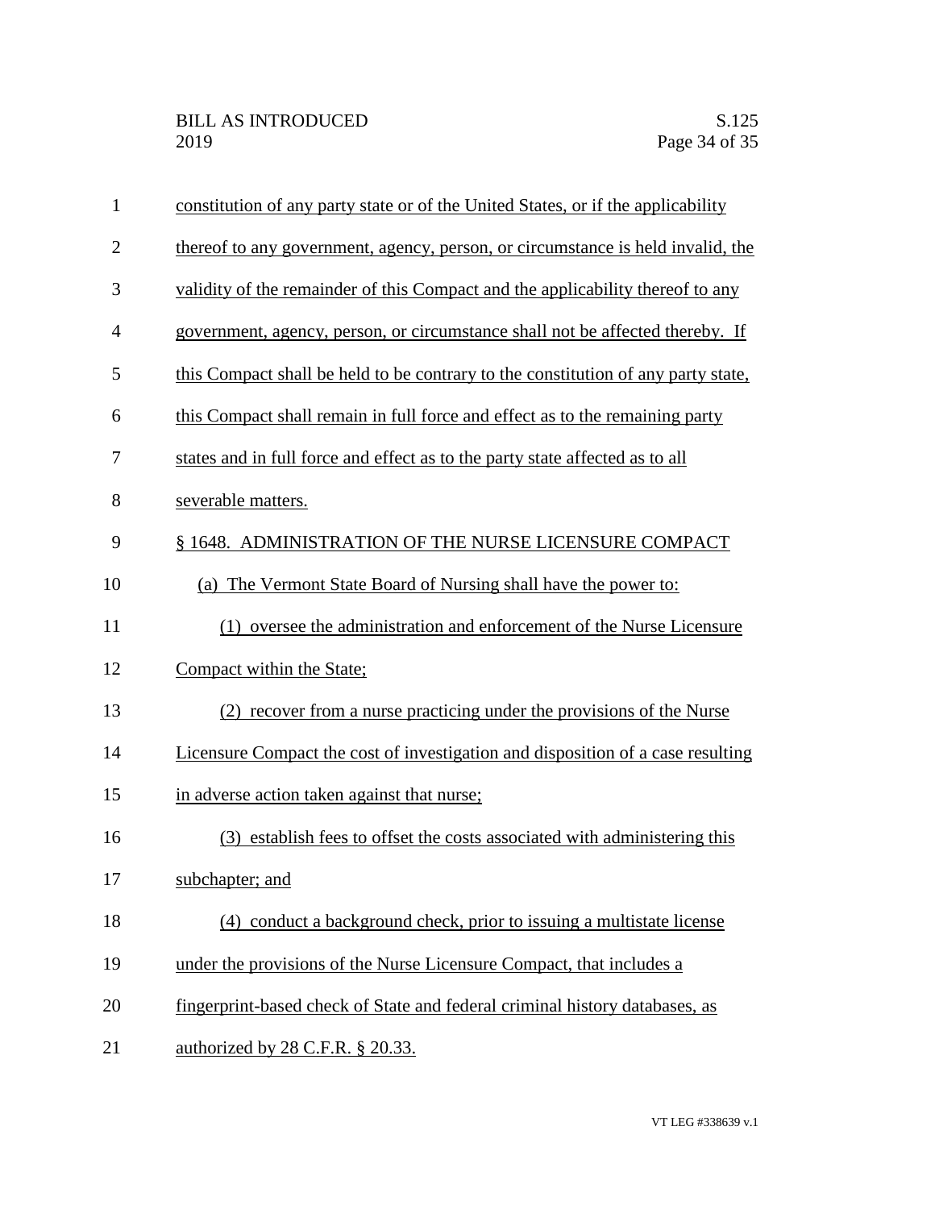constitution of any party state or of the United States, or if the applicability thereof to any government, agency, person, or circumstance is held invalid, the validity of the remainder of this Compact and the applicability thereof to any government, agency, person, or circumstance shall not be affected thereby. If this Compact shall be held to be contrary to the constitution of any party state, this Compact shall remain in full force and effect as to the remaining party states and in full force and effect as to the party state affected as to all severable matters.

§ 1648. ADMINISTRATION OF THE NURSE LICENSURE COMPACT

(a) The Vermont State Board of Nursing shall have the power to:

(1) oversee the administration and enforcement of the Nurse Licensure Compact within the State;

(2) recover from a nurse practicing under the provisions of the Nurse Licensure Compact the cost of investigation and disposition of a case resulting in adverse action taken against that nurse;

(3) establish fees to offset the costs associated with administering this subchapter; and

(4) conduct a background check, prior to issuing a multistate license under the provisions of the Nurse Licensure Compact, that includes a fingerprint-based check of State and federal criminal history databases, as authorized by 28 C.F.R. § 20.33.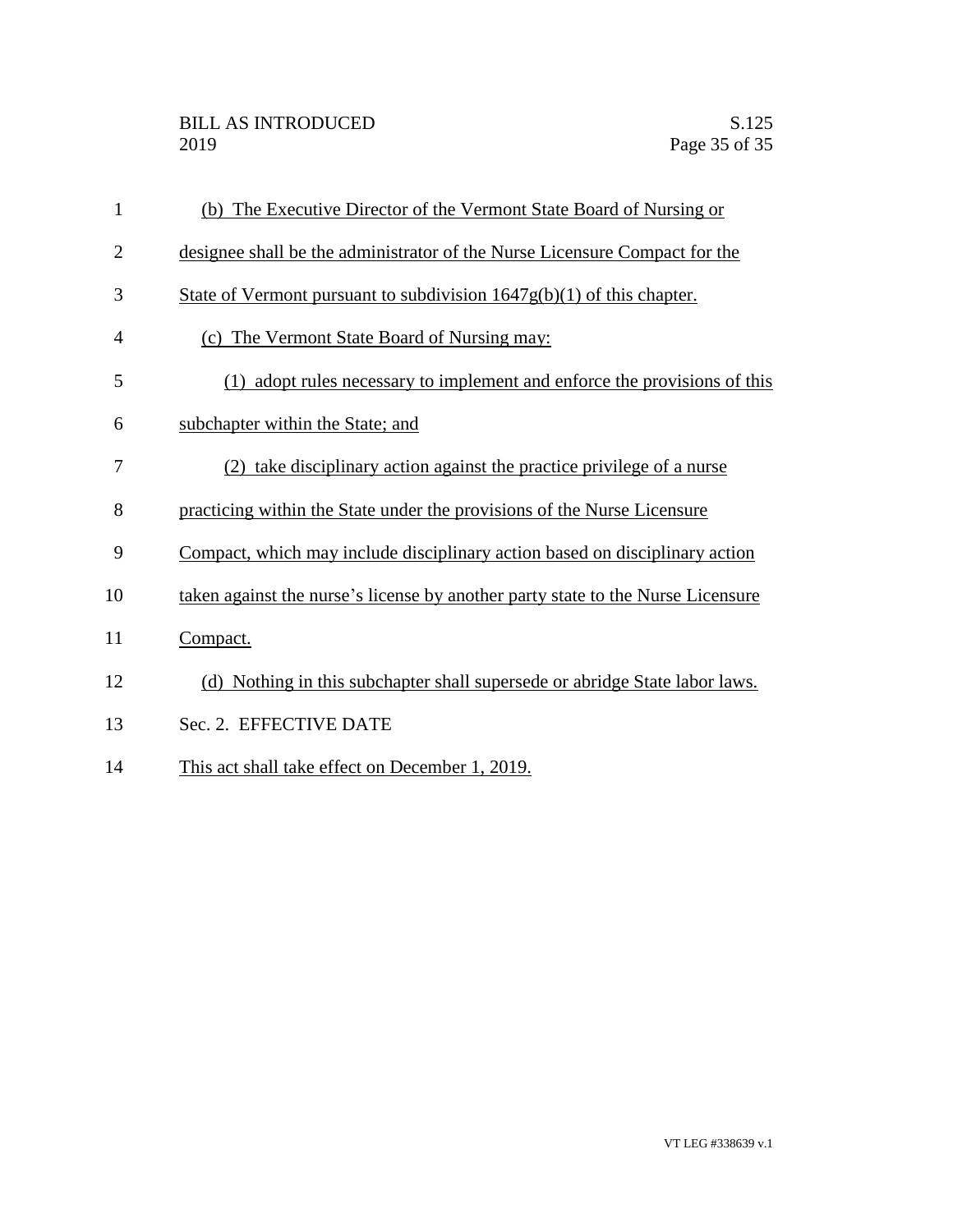(b) The Executive Director of the Vermont State Board of Nursing or designee shall be the administrator of the Nurse Licensure Compact for the State of Vermont pursuant to subdivision 1647g(b)(1) of this chapter.

(c) The Vermont State Board of Nursing may:

(1) adopt rules necessary to implement and enforce the provisions of this subchapter within the State; and

(2) take disciplinary action against the practice privilege of a nurse practicing within the State under the provisions of the Nurse Licensure Compact, which may include disciplinary action based on disciplinary action taken against the nurse's license by another party state to the Nurse Licensure Compact.

(d) Nothing in this subchapter shall supersede or abridge State labor laws.

Sec. 2. EFFECTIVE DATE

This act shall take effect on December 1, 2019.